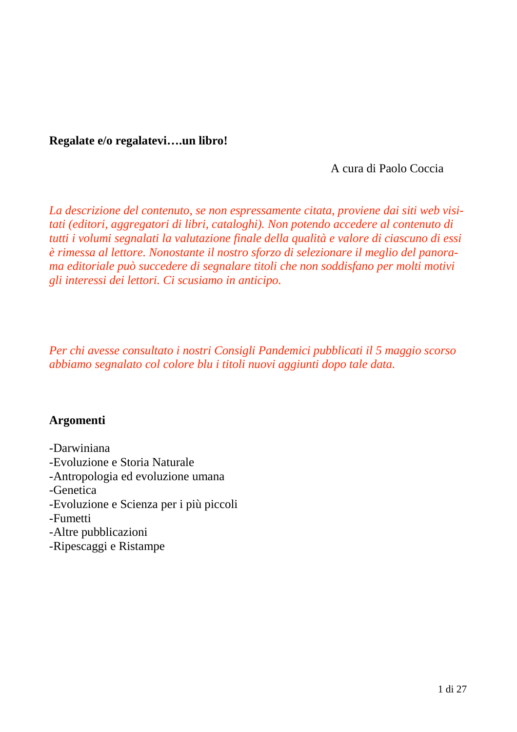**Regalate e/o regalatevi….un libro!**

A cura di Paolo Coccia

*La descrizione del contenuto, se non espressamente citata, proviene dai siti web visitati (editori, aggregatori di libri, cataloghi). Non potendo accedere al contenuto di tutti i volumi segnalati la valutazione finale della qualità e valore di ciascuno di essi è rimessa al lettore. Nonostante il nostro sforzo di selezionare il meglio del panorama editoriale può succedere di segnalare titoli che non soddisfano per molti motivi gli interessi dei lettori. Ci scusiamo in anticipo.*

*Per chi avesse consultato i nostri Consigli Pandemici pubblicati il 5 maggio scorso abbiamo segnalato col colore blu i titoli nuovi aggiunti dopo tale data.*

**Argomenti**

-Darwiniana
-Evoluzione e Storia Naturale
-Antropologia ed evoluzione umana
-Genetica
-Evoluzione e Scienza per i più piccoli
-Fumetti
-Altre pubblicazioni
-Ripescaggi e Ristampe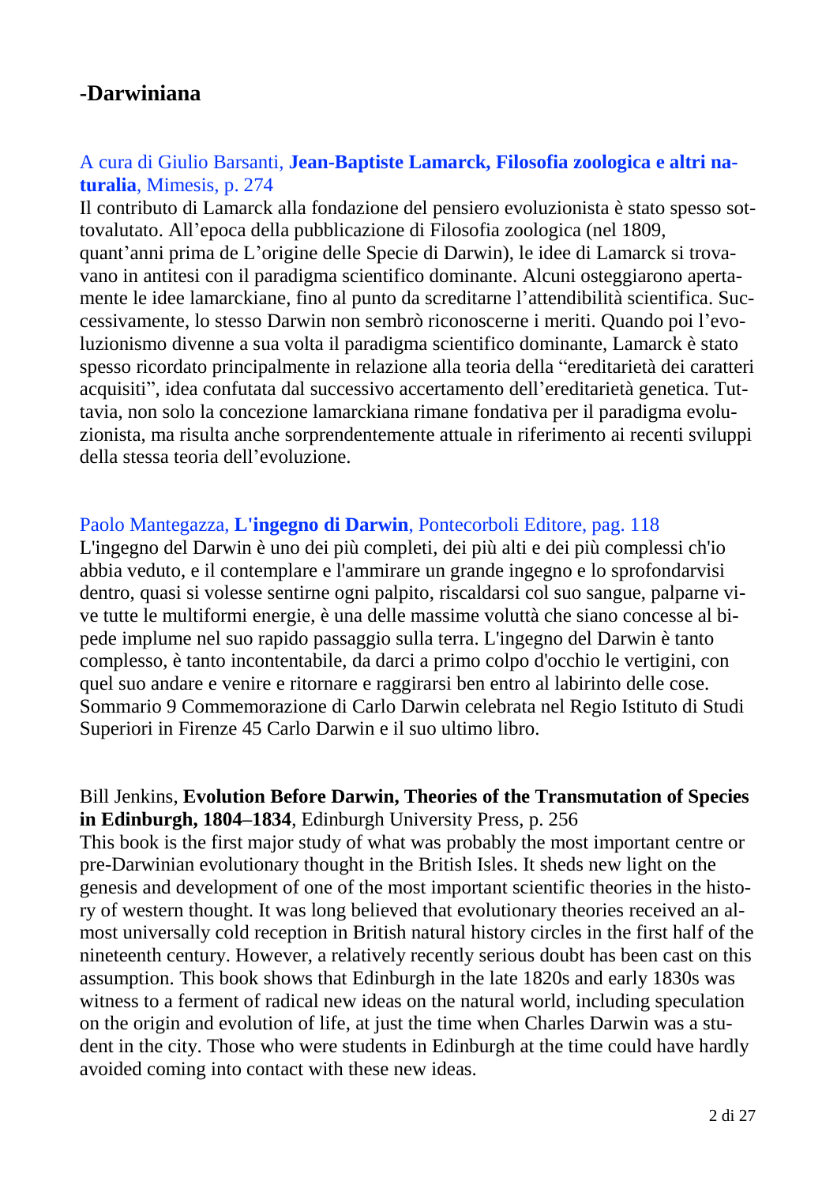## -Darwiniana

A cura di Giulio Barsanti, **Jean-Baptiste Lamarck, Filosofia zoologica e altri naturalia**, Mimesis, p. 274

Il contributo di Lamarck alla fondazione del pensiero evoluzionista è stato spesso sottovalutato. All'epoca della pubblicazione di Filosofia zoologica (nel 1809, quant'anni prima de L'origine delle Specie di Darwin), le idee di Lamarck si trovavano in antitesi con il paradigma scientifico dominante. Alcuni osteggiarono apertamente le idee lamarckiane, fino al punto da screditarne l'attendibilità scientifica. Successivamente, lo stesso Darwin non sembrò riconoscerne i meriti. Quando poi l'evoluzionismo divenne a sua volta il paradigma scientifico dominante, Lamarck è stato spesso ricordato principalmente in relazione alla teoria della "ereditarietà dei caratteri acquisiti", idea confutata dal successivo accertamento dell'ereditarietà genetica. Tuttavia, non solo la concezione lamarckiana rimane fondativa per il paradigma evoluzionista, ma risulta anche sorprendentemente attuale in riferimento ai recenti sviluppi della stessa teoria dell'evoluzione.

Paolo Mantegazza, **L'ingegno di Darwin**, Pontecorboli Editore, pag. 118

L'ingegno del Darwin è uno dei più completi, dei più alti e dei più complessi ch'io abbia veduto, e il contemplare e l'ammirare un grande ingegno e lo sprofondarvisi dentro, quasi si volesse sentirne ogni palpito, riscaldarsi col suo sangue, palparne vive tutte le multiformi energie, è una delle massime voluttà che siano concesse al bipede implume nel suo rapido passaggio sulla terra. L'ingegno del Darwin è tanto complesso, è tanto incontentabile, da darci a primo colpo d'occhio le vertigini, con quel suo andare e venire e ritornare e raggirarsi ben entro al labirinto delle cose. Sommario 9 Commemorazione di Carlo Darwin celebrata nel Regio Istituto di Studi Superiori in Firenze 45 Carlo Darwin e il suo ultimo libro.

Bill Jenkins, **Evolution Before Darwin, Theories of the Transmutation of Species in Edinburgh, 1804–1834**, Edinburgh University Press, p. 256

This book is the first major study of what was probably the most important centre or pre-Darwinian evolutionary thought in the British Isles. It sheds new light on the genesis and development of one of the most important scientific theories in the history of western thought. It was long believed that evolutionary theories received an almost universally cold reception in British natural history circles in the first half of the nineteenth century. However, a relatively recently serious doubt has been cast on this assumption. This book shows that Edinburgh in the late 1820s and early 1830s was witness to a ferment of radical new ideas on the natural world, including speculation on the origin and evolution of life, at just the time when Charles Darwin was a student in the city. Those who were students in Edinburgh at the time could have hardly avoided coming into contact with these new ideas.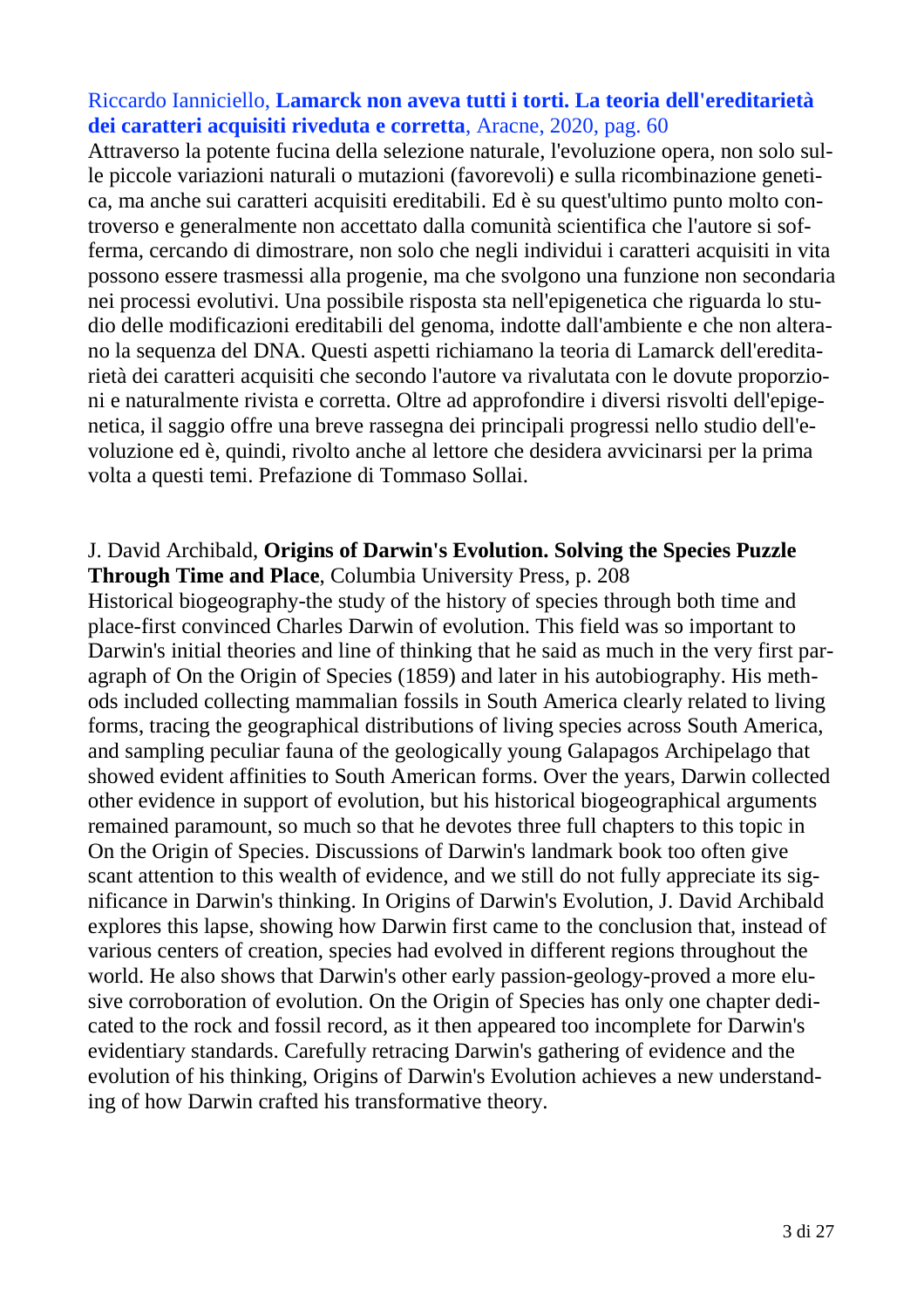Riccardo Ianniciello, **Lamarck non aveva tutti i torti. La teoria dell'ereditarietà dei caratteri acquisiti riveduta e corretta**, Aracne, 2020, pag. 60

Attraverso la potente fucina della selezione naturale, l'evoluzione opera, non solo sulle piccole variazioni naturali o mutazioni (favorevoli) e sulla ricombinazione genetica, ma anche sui caratteri acquisiti ereditabili. Ed è su quest'ultimo punto molto controverso e generalmente non accettato dalla comunità scientifica che l'autore si sofferma, cercando di dimostrare, non solo che negli individui i caratteri acquisiti in vita possono essere trasmessi alla progenie, ma che svolgono una funzione non secondaria nei processi evolutivi. Una possibile risposta sta nell'epigenetica che riguarda lo studio delle modificazioni ereditabili del genoma, indotte dall'ambiente e che non alterano la sequenza del DNA. Questi aspetti richiamano la teoria di Lamarck dell'ereditarietà dei caratteri acquisiti che secondo l'autore va rivalutata con le dovute proporzioni e naturalmente rivista e corretta. Oltre ad approfondire i diversi risvolti dell'epigenetica, il saggio offre una breve rassegna dei principali progressi nello studio dell'evoluzione ed è, quindi, rivolto anche al lettore che desidera avvicinarsi per la prima volta a questi temi. Prefazione di Tommaso Sollai.

J. David Archibald, **Origins of Darwin's Evolution. Solving the Species Puzzle Through Time and Place**, Columbia University Press, p. 208

Historical biogeography-the study of the history of species through both time and place-first convinced Charles Darwin of evolution. This field was so important to Darwin's initial theories and line of thinking that he said as much in the very first paragraph of On the Origin of Species (1859) and later in his autobiography. His methods included collecting mammalian fossils in South America clearly related to living forms, tracing the geographical distributions of living species across South America, and sampling peculiar fauna of the geologically young Galapagos Archipelago that showed evident affinities to South American forms. Over the years, Darwin collected other evidence in support of evolution, but his historical biogeographical arguments remained paramount, so much so that he devotes three full chapters to this topic in On the Origin of Species. Discussions of Darwin's landmark book too often give scant attention to this wealth of evidence, and we still do not fully appreciate its significance in Darwin's thinking. In Origins of Darwin's Evolution, J. David Archibald explores this lapse, showing how Darwin first came to the conclusion that, instead of various centers of creation, species had evolved in different regions throughout the world. He also shows that Darwin's other early passion-geology-proved a more elusive corroboration of evolution. On the Origin of Species has only one chapter dedicated to the rock and fossil record, as it then appeared too incomplete for Darwin's evidentiary standards. Carefully retracing Darwin's gathering of evidence and the evolution of his thinking, Origins of Darwin's Evolution achieves a new understanding of how Darwin crafted his transformative theory.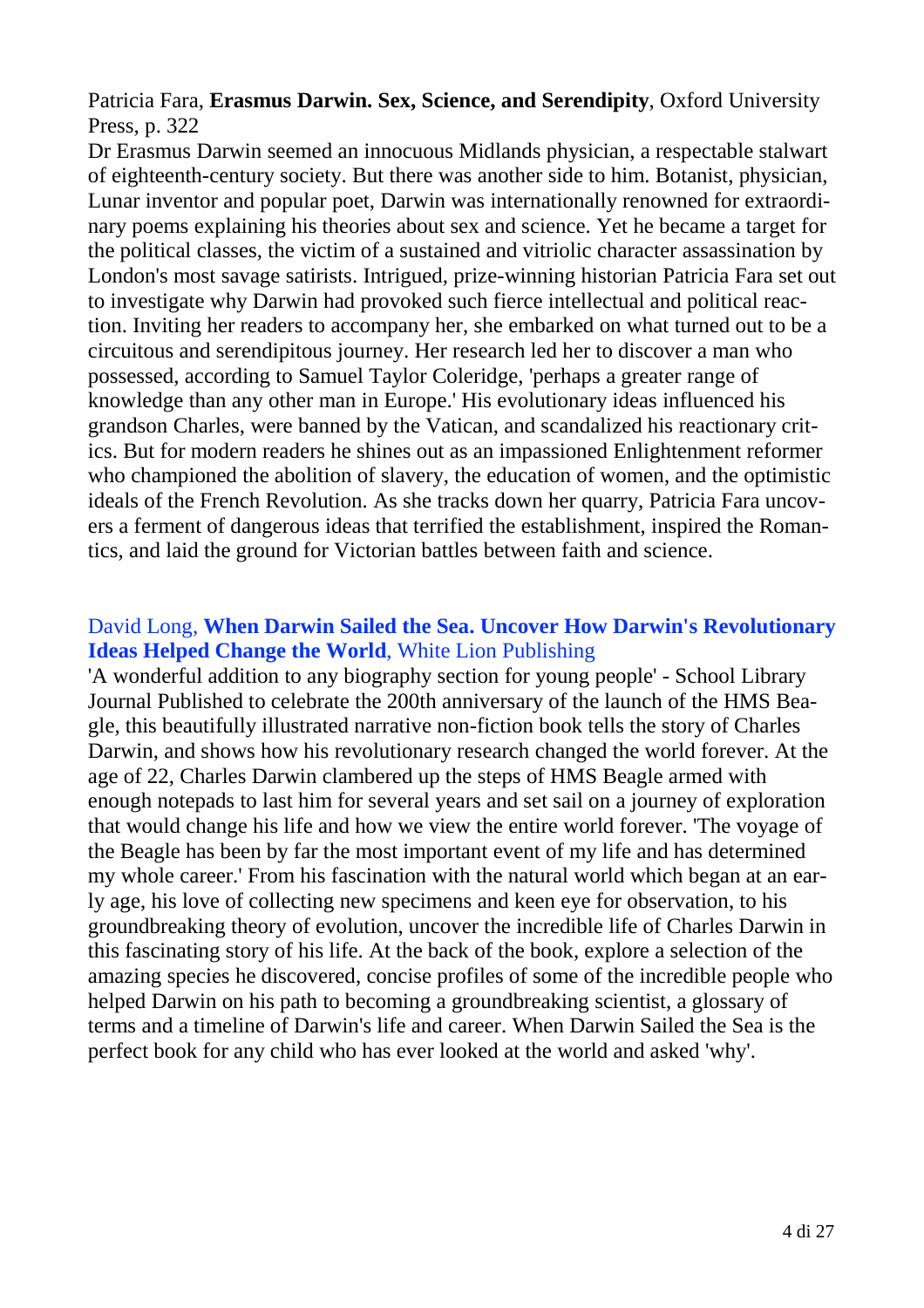Patricia Fara, **Erasmus Darwin. Sex, Science, and Serendipity**, Oxford University Press, p. 322

Dr Erasmus Darwin seemed an innocuous Midlands physician, a respectable stalwart of eighteenth-century society. But there was another side to him. Botanist, physician, Lunar inventor and popular poet, Darwin was internationally renowned for extraordinary poems explaining his theories about sex and science. Yet he became a target for the political classes, the victim of a sustained and vitriolic character assassination by London's most savage satirists. Intrigued, prize-winning historian Patricia Fara set out to investigate why Darwin had provoked such fierce intellectual and political reaction. Inviting her readers to accompany her, she embarked on what turned out to be a circuitous and serendipitous journey. Her research led her to discover a man who possessed, according to Samuel Taylor Coleridge, 'perhaps a greater range of knowledge than any other man in Europe.' His evolutionary ideas influenced his grandson Charles, were banned by the Vatican, and scandalized his reactionary critics. But for modern readers he shines out as an impassioned Enlightenment reformer who championed the abolition of slavery, the education of women, and the optimistic ideals of the French Revolution. As she tracks down her quarry, Patricia Fara uncovers a ferment of dangerous ideas that terrified the establishment, inspired the Romantics, and laid the ground for Victorian battles between faith and science.

David Long, **When Darwin Sailed the Sea. Uncover How Darwin's Revolutionary Ideas Helped Change the World**, White Lion Publishing

'A wonderful addition to any biography section for young people' - School Library Journal Published to celebrate the 200th anniversary of the launch of the HMS Beagle, this beautifully illustrated narrative non-fiction book tells the story of Charles Darwin, and shows how his revolutionary research changed the world forever. At the age of 22, Charles Darwin clambered up the steps of HMS Beagle armed with enough notepads to last him for several years and set sail on a journey of exploration that would change his life and how we view the entire world forever. 'The voyage of the Beagle has been by far the most important event of my life and has determined my whole career.' From his fascination with the natural world which began at an early age, his love of collecting new specimens and keen eye for observation, to his groundbreaking theory of evolution, uncover the incredible life of Charles Darwin in this fascinating story of his life. At the back of the book, explore a selection of the amazing species he discovered, concise profiles of some of the incredible people who helped Darwin on his path to becoming a groundbreaking scientist, a glossary of terms and a timeline of Darwin's life and career. When Darwin Sailed the Sea is the perfect book for any child who has ever looked at the world and asked 'why'.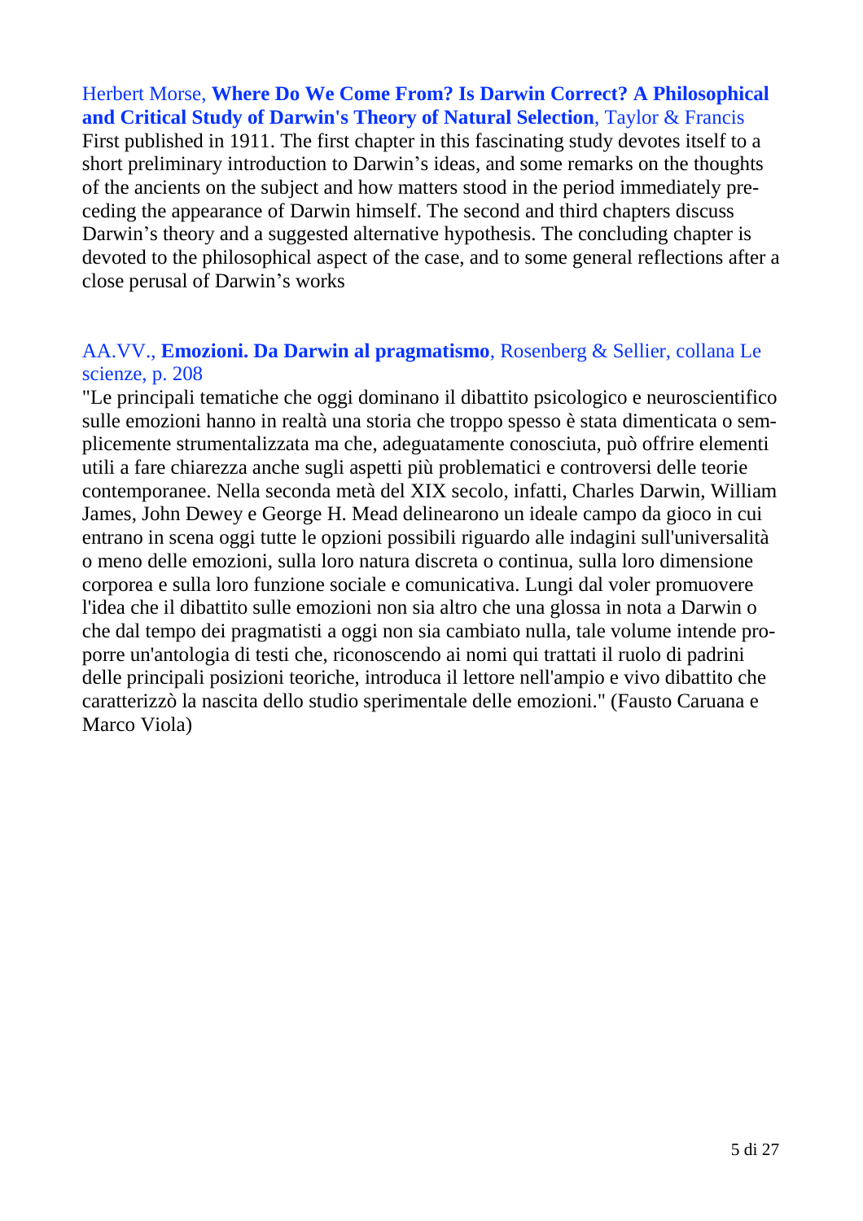Herbert Morse, **Where Do We Come From? Is Darwin Correct? A Philosophical and Critical Study of Darwin's Theory of Natural Selection**, Taylor & Francis
First published in 1911. The first chapter in this fascinating study devotes itself to a short preliminary introduction to Darwin's ideas, and some remarks on the thoughts of the ancients on the subject and how matters stood in the period immediately preceding the appearance of Darwin himself. The second and third chapters discuss Darwin's theory and a suggested alternative hypothesis. The concluding chapter is devoted to the philosophical aspect of the case, and to some general reflections after a close perusal of Darwin's works

AA.VV., **Emozioni. Da Darwin al pragmatismo**, Rosenberg & Sellier, collana Le scienze, p. 208
"Le principali tematiche che oggi dominano il dibattito psicologico e neuroscientifico sulle emozioni hanno in realtà una storia che troppo spesso è stata dimenticata o semplicemente strumentalizzata ma che, adeguatamente conosciuta, può offrire elementi utili a fare chiarezza anche sugli aspetti più problematici e controversi delle teorie contemporanee. Nella seconda metà del XIX secolo, infatti, Charles Darwin, William James, John Dewey e George H. Mead delinearono un ideale campo da gioco in cui entrano in scena oggi tutte le opzioni possibili riguardo alle indagini sull'universalità o meno delle emozioni, sulla loro natura discreta o continua, sulla loro dimensione corporea e sulla loro funzione sociale e comunicativa. Lungi dal voler promuovere l'idea che il dibattito sulle emozioni non sia altro che una glossa in nota a Darwin o che dal tempo dei pragmatisti a oggi non sia cambiato nulla, tale volume intende proporre un'antologia di testi che, riconoscendo ai nomi qui trattati il ruolo di padrini delle principali posizioni teoriche, introduca il lettore nell'ampio e vivo dibattito che caratterizzò la nascita dello studio sperimentale delle emozioni." (Fausto Caruana e Marco Viola)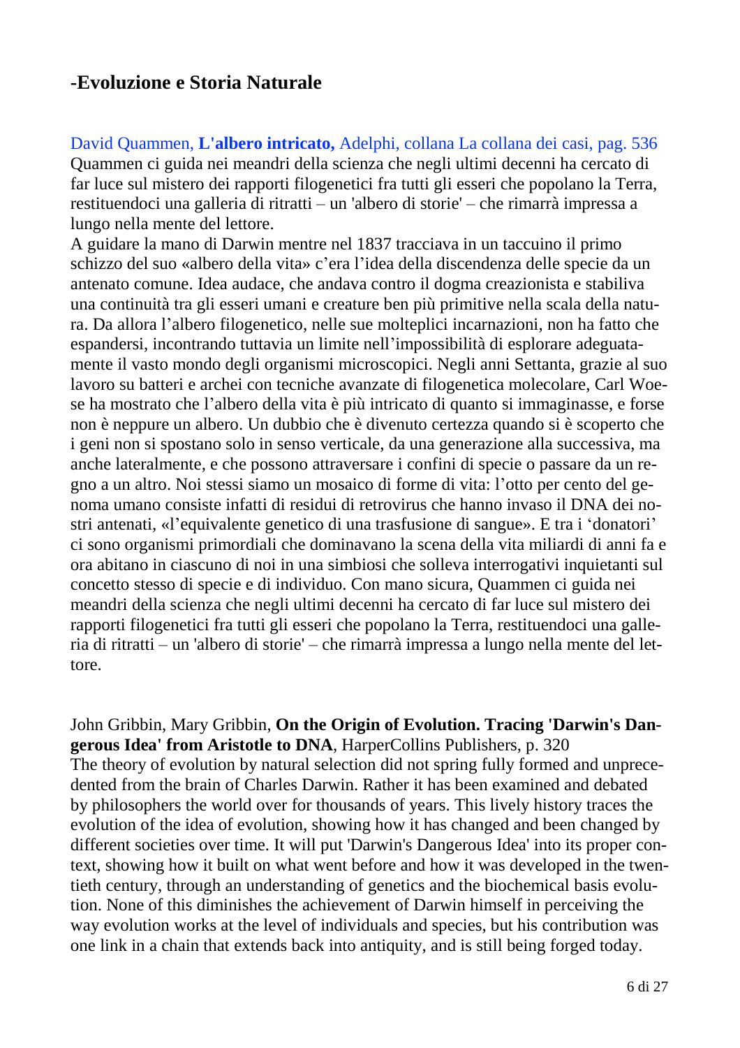## -Evoluzione e Storia Naturale

David Quammen, **L'albero intricato,** Adelphi, collana La collana dei casi, pag. 536
Quammen ci guida nei meandri della scienza che negli ultimi decenni ha cercato di far luce sul mistero dei rapporti filogenetici fra tutti gli esseri che popolano la Terra, restituendoci una galleria di ritratti – un 'albero di storie' – che rimarrà impressa a lungo nella mente del lettore.
A guidare la mano di Darwin mentre nel 1837 tracciava in un taccuino il primo schizzo del suo «albero della vita» c'era l'idea della discendenza delle specie da un antenato comune. Idea audace, che andava contro il dogma creazionista e stabiliva una continuità tra gli esseri umani e creature ben più primitive nella scala della natura. Da allora l'albero filogenetico, nelle sue molteplici incarnazioni, non ha fatto che espandersi, incontrando tuttavia un limite nell'impossibilità di esplorare adeguatamente il vasto mondo degli organismi microscopici. Negli anni Settanta, grazie al suo lavoro su batteri e archei con tecniche avanzate di filogenetica molecolare, Carl Woese ha mostrato che l'albero della vita è più intricato di quanto si immaginasse, e forse non è neppure un albero. Un dubbio che è divenuto certezza quando si è scoperto che i geni non si spostano solo in senso verticale, da una generazione alla successiva, ma anche lateralmente, e che possono attraversare i confini di specie o passare da un regno a un altro. Noi stessi siamo un mosaico di forme di vita: l'otto per cento del genoma umano consiste infatti di residui di retrovirus che hanno invaso il DNA dei nostri antenati, «l'equivalente genetico di una trasfusione di sangue». E tra i 'donatori' ci sono organismi primordiali che dominavano la scena della vita miliardi di anni fa e ora abitano in ciascuno di noi in una simbiosi che solleva interrogativi inquietanti sul concetto stesso di specie e di individuo. Con mano sicura, Quammen ci guida nei meandri della scienza che negli ultimi decenni ha cercato di far luce sul mistero dei rapporti filogenetici fra tutti gli esseri che popolano la Terra, restituendoci una galleria di ritratti – un 'albero di storie' – che rimarrà impressa a lungo nella mente del lettore.

John Gribbin, Mary Gribbin, **On the Origin of Evolution. Tracing 'Darwin's Dangerous Idea' from Aristotle to DNA**, HarperCollins Publishers, p. 320
The theory of evolution by natural selection did not spring fully formed and unprecedented from the brain of Charles Darwin. Rather it has been examined and debated by philosophers the world over for thousands of years. This lively history traces the evolution of the idea of evolution, showing how it has changed and been changed by different societies over time. It will put 'Darwin's Dangerous Idea' into its proper context, showing how it built on what went before and how it was developed in the twentieth century, through an understanding of genetics and the biochemical basis evolution. None of this diminishes the achievement of Darwin himself in perceiving the way evolution works at the level of individuals and species, but his contribution was one link in a chain that extends back into antiquity, and is still being forged today.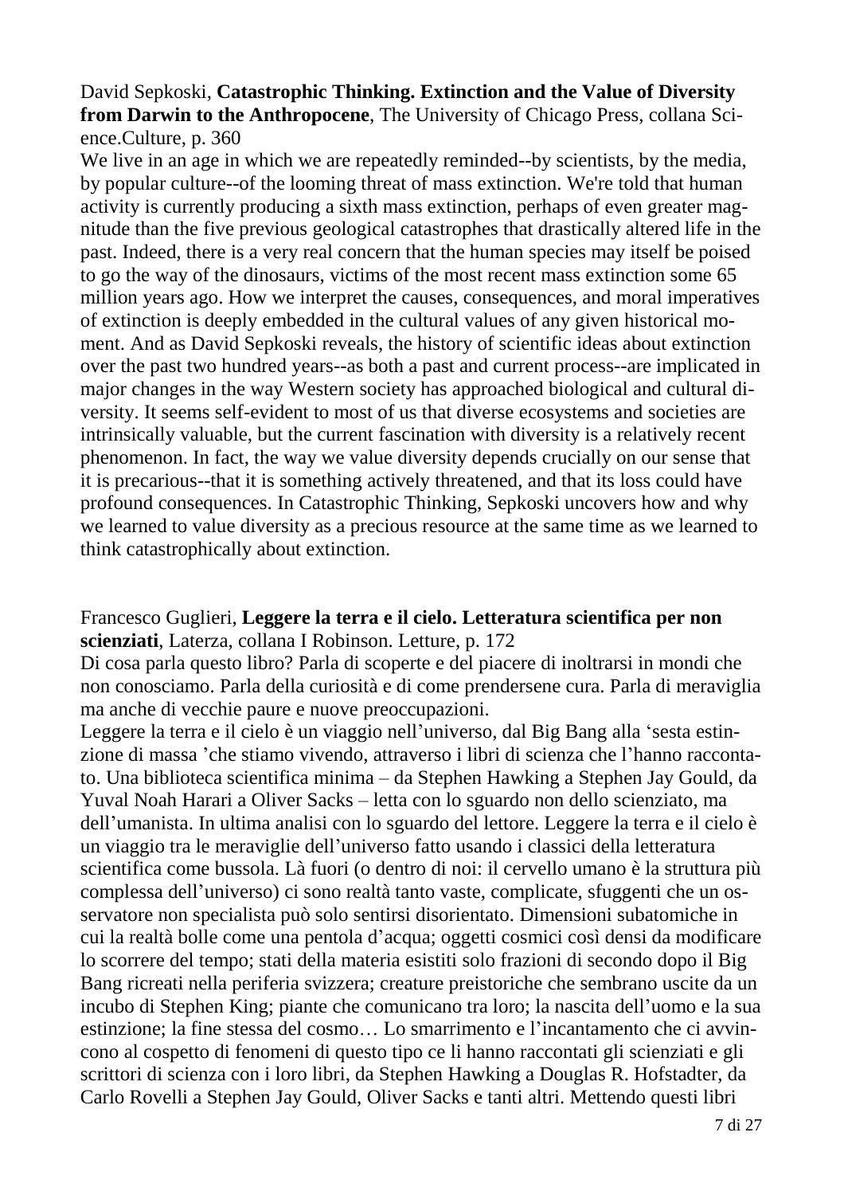David Sepkoski, **Catastrophic Thinking. Extinction and the Value of Diversity from Darwin to the Anthropocene**, The University of Chicago Press, collana Science.Culture, p. 360

We live in an age in which we are repeatedly reminded--by scientists, by the media, by popular culture--of the looming threat of mass extinction. We're told that human activity is currently producing a sixth mass extinction, perhaps of even greater magnitude than the five previous geological catastrophes that drastically altered life in the past. Indeed, there is a very real concern that the human species may itself be poised to go the way of the dinosaurs, victims of the most recent mass extinction some 65 million years ago. How we interpret the causes, consequences, and moral imperatives of extinction is deeply embedded in the cultural values of any given historical moment. And as David Sepkoski reveals, the history of scientific ideas about extinction over the past two hundred years--as both a past and current process--are implicated in major changes in the way Western society has approached biological and cultural diversity. It seems self-evident to most of us that diverse ecosystems and societies are intrinsically valuable, but the current fascination with diversity is a relatively recent phenomenon. In fact, the way we value diversity depends crucially on our sense that it is precarious--that it is something actively threatened, and that its loss could have profound consequences. In Catastrophic Thinking, Sepkoski uncovers how and why we learned to value diversity as a precious resource at the same time as we learned to think catastrophically about extinction.

Francesco Guglieri, **Leggere la terra e il cielo. Letteratura scientifica per non scienziati**, Laterza, collana I Robinson. Letture, p. 172

Di cosa parla questo libro? Parla di scoperte e del piacere di inoltrarsi in mondi che non conosciamo. Parla della curiosità e di come prendersene cura. Parla di meraviglia ma anche di vecchie paure e nuove preoccupazioni.

Leggere la terra e il cielo è un viaggio nell'universo, dal Big Bang alla 'sesta estinzione di massa 'che stiamo vivendo, attraverso i libri di scienza che l'hanno raccontato. Una biblioteca scientifica minima – da Stephen Hawking a Stephen Jay Gould, da Yuval Noah Harari a Oliver Sacks – letta con lo sguardo non dello scienziato, ma dell'umanista. In ultima analisi con lo sguardo del lettore. Leggere la terra e il cielo è un viaggio tra le meraviglie dell'universo fatto usando i classici della letteratura scientifica come bussola. Là fuori (o dentro di noi: il cervello umano è la struttura più complessa dell'universo) ci sono realtà tanto vaste, complicate, sfuggenti che un osservatore non specialista può solo sentirsi disorientato. Dimensioni subatomiche in cui la realtà bolle come una pentola d'acqua; oggetti cosmici così densi da modificare lo scorrere del tempo; stati della materia esistiti solo frazioni di secondo dopo il Big Bang ricreati nella periferia svizzera; creature preistoriche che sembrano uscite da un incubo di Stephen King; piante che comunicano tra loro; la nascita dell'uomo e la sua estinzione; la fine stessa del cosmo… Lo smarrimento e l'incantamento che ci avvincono al cospetto di fenomeni di questo tipo ce li hanno raccontati gli scienziati e gli scrittori di scienza con i loro libri, da Stephen Hawking a Douglas R. Hofstadter, da Carlo Rovelli a Stephen Jay Gould, Oliver Sacks e tanti altri. Mettendo questi libri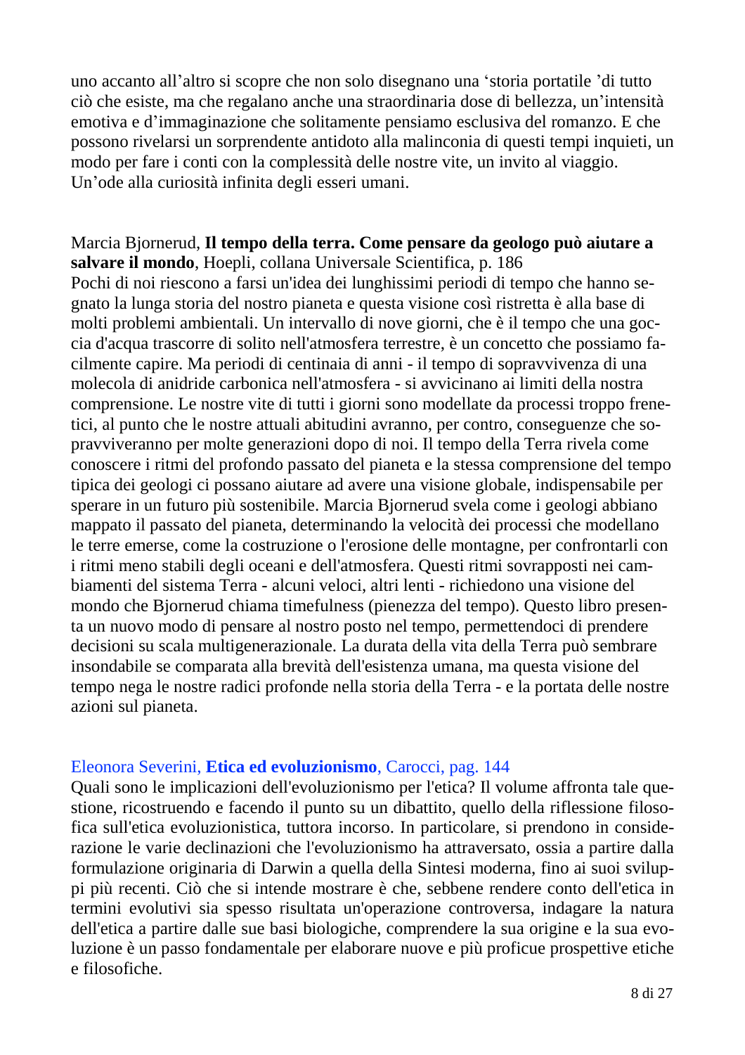uno accanto all'altro si scopre che non solo disegnano una 'storia portatile 'di tutto ciò che esiste, ma che regalano anche una straordinaria dose di bellezza, un'intensità emotiva e d'immaginazione che solitamente pensiamo esclusiva del romanzo. E che possono rivelarsi un sorprendente antidoto alla malinconia di questi tempi inquieti, un modo per fare i conti con la complessità delle nostre vite, un invito al viaggio. Un'ode alla curiosità infinita degli esseri umani.

Marcia Bjornerud, **Il tempo della terra. Come pensare da geologo può aiutare a salvare il mondo**, Hoepli, collana Universale Scientifica, p. 186

Pochi di noi riescono a farsi un'idea dei lunghissimi periodi di tempo che hanno segnato la lunga storia del nostro pianeta e questa visione così ristretta è alla base di molti problemi ambientali. Un intervallo di nove giorni, che è il tempo che una goccia d'acqua trascorre di solito nell'atmosfera terrestre, è un concetto che possiamo facilmente capire. Ma periodi di centinaia di anni - il tempo di sopravvivenza di una molecola di anidride carbonica nell'atmosfera - si avvicinano ai limiti della nostra comprensione. Le nostre vite di tutti i giorni sono modellate da processi troppo frenetici, al punto che le nostre attuali abitudini avranno, per contro, conseguenze che sopravviveranno per molte generazioni dopo di noi. Il tempo della Terra rivela come conoscere i ritmi del profondo passato del pianeta e la stessa comprensione del tempo tipica dei geologi ci possano aiutare ad avere una visione globale, indispensabile per sperare in un futuro più sostenibile. Marcia Bjornerud svela come i geologi abbiano mappato il passato del pianeta, determinando la velocità dei processi che modellano le terre emerse, come la costruzione o l'erosione delle montagne, per confrontarli con i ritmi meno stabili degli oceani e dell'atmosfera. Questi ritmi sovrapposti nei cambiamenti del sistema Terra - alcuni veloci, altri lenti - richiedono una visione del mondo che Bjornerud chiama timefulness (pienezza del tempo). Questo libro presenta un nuovo modo di pensare al nostro posto nel tempo, permettendoci di prendere decisioni su scala multigenerazionale. La durata della vita della Terra può sembrare insondabile se comparata alla brevità dell'esistenza umana, ma questa visione del tempo nega le nostre radici profonde nella storia della Terra - e la portata delle nostre azioni sul pianeta.

Eleonora Severini, **Etica ed evoluzionismo**, Carocci, pag. 144

Quali sono le implicazioni dell'evoluzionismo per l'etica? Il volume affronta tale questione, ricostruendo e facendo il punto su un dibattito, quello della riflessione filosofica sull'etica evoluzionistica, tuttora incorso. In particolare, si prendono in considerazione le varie declinazioni che l'evoluzionismo ha attraversato, ossia a partire dalla formulazione originaria di Darwin a quella della Sintesi moderna, fino ai suoi sviluppi più recenti. Ciò che si intende mostrare è che, sebbene rendere conto dell'etica in termini evolutivi sia spesso risultata un'operazione controversa, indagare la natura dell'etica a partire dalle sue basi biologiche, comprendere la sua origine e la sua evoluzione è un passo fondamentale per elaborare nuove e più proficue prospettive etiche e filosofiche.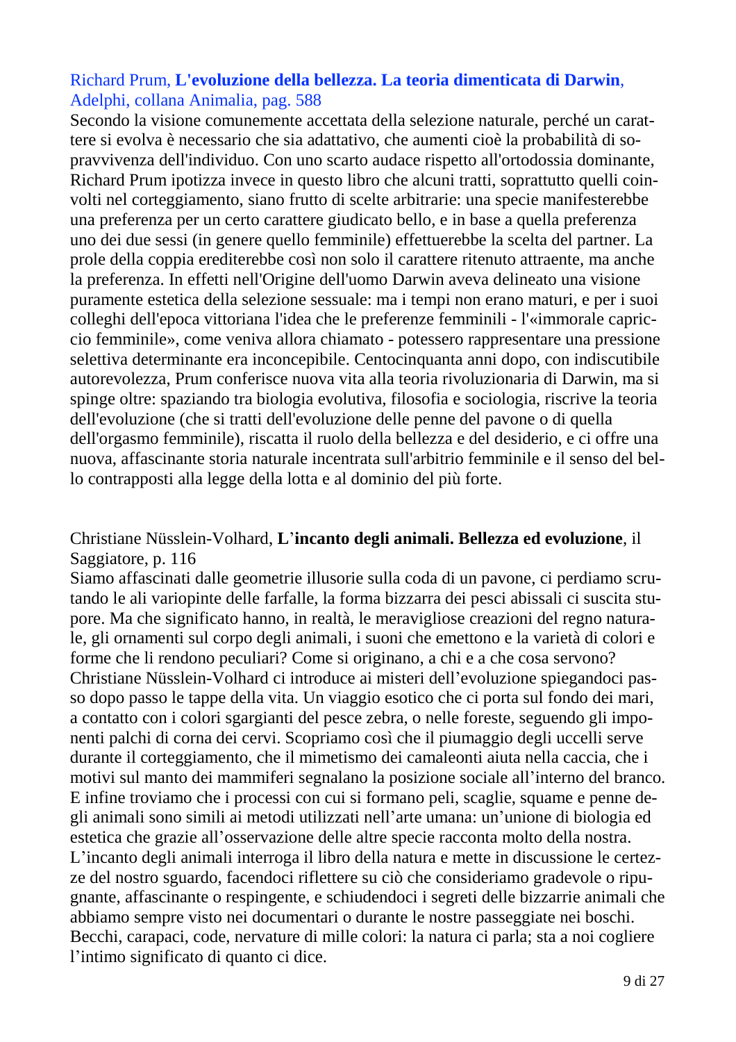Richard Prum, **L'evoluzione della bellezza. La teoria dimenticata di Darwin**, Adelphi, collana Animalia, pag. 588

Secondo la visione comunemente accettata della selezione naturale, perché un carattere si evolva è necessario che sia adattativo, che aumenti cioè la probabilità di sopravvivenza dell'individuo. Con uno scarto audace rispetto all'ortodossia dominante, Richard Prum ipotizza invece in questo libro che alcuni tratti, soprattutto quelli coinvolti nel corteggiamento, siano frutto di scelte arbitrarie: una specie manifesterebbe una preferenza per un certo carattere giudicato bello, e in base a quella preferenza uno dei due sessi (in genere quello femminile) effettuerebbe la scelta del partner. La prole della coppia erediterebbe così non solo il carattere ritenuto attraente, ma anche la preferenza. In effetti nell'Origine dell'uomo Darwin aveva delineato una visione puramente estetica della selezione sessuale: ma i tempi non erano maturi, e per i suoi colleghi dell'epoca vittoriana l'idea che le preferenze femminili - l'«immorale capriccio femminile», come veniva allora chiamato - potessero rappresentare una pressione selettiva determinante era inconcepibile. Centocinquanta anni dopo, con indiscutibile autorevolezza, Prum conferisce nuova vita alla teoria rivoluzionaria di Darwin, ma si spinge oltre: spaziando tra biologia evolutiva, filosofia e sociologia, riscrive la teoria dell'evoluzione (che si tratti dell'evoluzione delle penne del pavone o di quella dell'orgasmo femminile), riscatta il ruolo della bellezza e del desiderio, e ci offre una nuova, affascinante storia naturale incentrata sull'arbitrio femminile e il senso del bello contrapposti alla legge della lotta e al dominio del più forte.

Christiane Nüsslein-Volhard, **L'incanto degli animali. Bellezza ed evoluzione**, il Saggiatore, p. 116

Siamo affascinati dalle geometrie illusorie sulla coda di un pavone, ci perdiamo scrutando le ali variopinte delle farfalle, la forma bizzarra dei pesci abissali ci suscita stupore. Ma che significato hanno, in realtà, le meravigliose creazioni del regno naturale, gli ornamenti sul corpo degli animali, i suoni che emettono e la varietà di colori e forme che li rendono peculiari? Come si originano, a chi e a che cosa servono? Christiane Nüsslein-Volhard ci introduce ai misteri dell'evoluzione spiegandoci passo dopo passo le tappe della vita. Un viaggio esotico che ci porta sul fondo dei mari, a contatto con i colori sgargianti del pesce zebra, o nelle foreste, seguendo gli imponenti palchi di corna dei cervi. Scopriamo così che il piumaggio degli uccelli serve durante il corteggiamento, che il mimetismo dei camaleonti aiuta nella caccia, che i motivi sul manto dei mammiferi segnalano la posizione sociale all'interno del branco. E infine troviamo che i processi con cui si formano peli, scaglie, squame e penne degli animali sono simili ai metodi utilizzati nell'arte umana: un'unione di biologia ed estetica che grazie all'osservazione delle altre specie racconta molto della nostra. L'incanto degli animali interroga il libro della natura e mette in discussione le certezze del nostro sguardo, facendoci riflettere su ciò che consideriamo gradevole o ripugnante, affascinante o respingente, e schiudendoci i segreti delle bizzarrie animali che abbiamo sempre visto nei documentari o durante le nostre passeggiate nei boschi. Becchi, carapaci, code, nervature di mille colori: la natura ci parla; sta a noi cogliere l'intimo significato di quanto ci dice.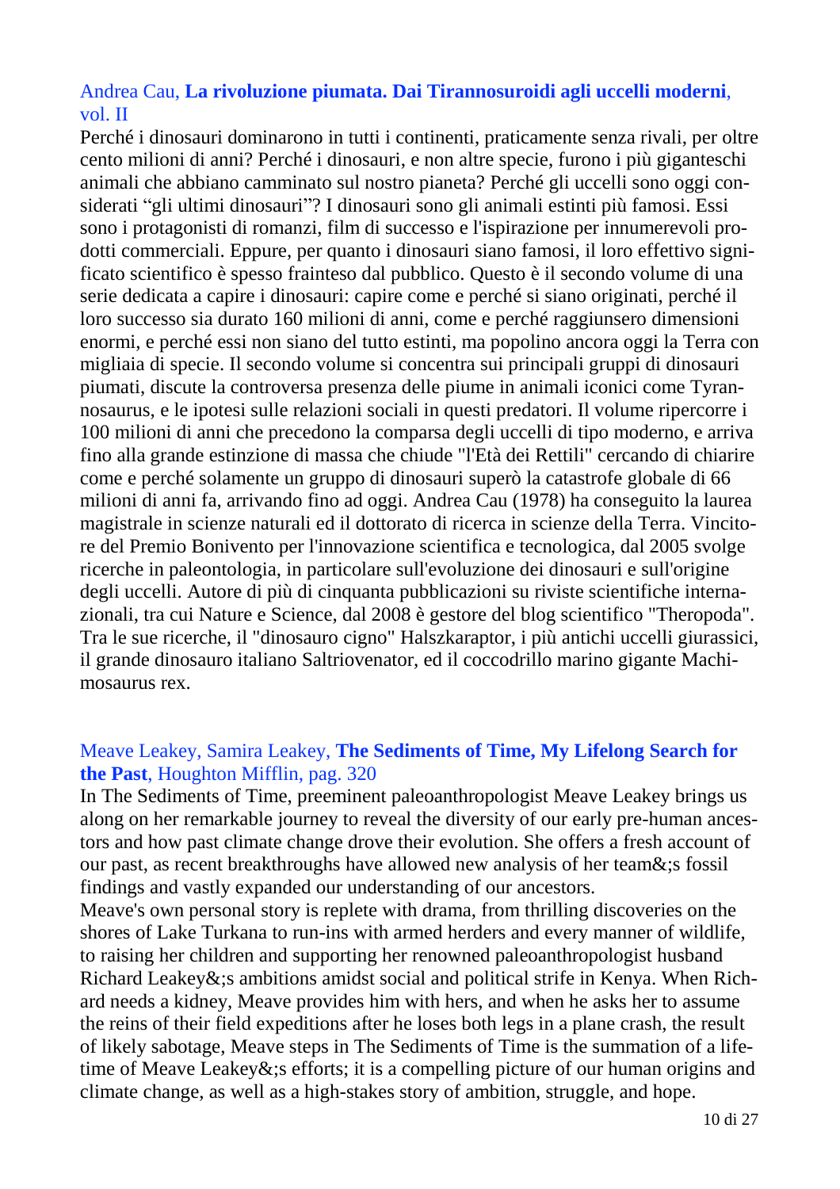Andrea Cau, **La rivoluzione piumata. Dai Tirannosuroidi agli uccelli moderni**, vol. II

Perché i dinosauri dominarono in tutti i continenti, praticamente senza rivali, per oltre cento milioni di anni? Perché i dinosauri, e non altre specie, furono i più giganteschi animali che abbiano camminato sul nostro pianeta? Perché gli uccelli sono oggi considerati “gli ultimi dinosauri”? I dinosauri sono gli animali estinti più famosi. Essi sono i protagonisti di romanzi, film di successo e l'ispirazione per innumerevoli prodotti commerciali. Eppure, per quanto i dinosauri siano famosi, il loro effettivo significato scientifico è spesso frainteso dal pubblico. Questo è il secondo volume di una serie dedicata a capire i dinosauri: capire come e perché si siano originati, perché il loro successo sia durato 160 milioni di anni, come e perché raggiunsero dimensioni enormi, e perché essi non siano del tutto estinti, ma popolino ancora oggi la Terra con migliaia di specie. Il secondo volume si concentra sui principali gruppi di dinosauri piumati, discute la controversa presenza delle piume in animali iconici come Tyrannosaurus, e le ipotesi sulle relazioni sociali in questi predatori. Il volume ripercorre i 100 milioni di anni che precedono la comparsa degli uccelli di tipo moderno, e arriva fino alla grande estinzione di massa che chiude "l'Età dei Rettili" cercando di chiarire come e perché solamente un gruppo di dinosauri superò la catastrofe globale di 66 milioni di anni fa, arrivando fino ad oggi. Andrea Cau (1978) ha conseguito la laurea magistrale in scienze naturali ed il dottorato di ricerca in scienze della Terra. Vincitore del Premio Bonivento per l'innovazione scientifica e tecnologica, dal 2005 svolge ricerche in paleontologia, in particolare sull'evoluzione dei dinosauri e sull'origine degli uccelli. Autore di più di cinquanta pubblicazioni su riviste scientifiche internazionali, tra cui Nature e Science, dal 2008 è gestore del blog scientifico "Theropoda". Tra le sue ricerche, il "dinosauro cigno" Halszkaraptor, i più antichi uccelli giurassici, il grande dinosauro italiano Saltriovenator, ed il coccodrillo marino gigante Machimosaurus rex.

Meave Leakey, Samira Leakey, **The Sediments of Time, My Lifelong Search for the Past**, Houghton Mifflin, pag. 320

In The Sediments of Time, preeminent paleoanthropologist Meave Leakey brings us along on her remarkable journey to reveal the diversity of our early pre-human ancestors and how past climate change drove their evolution. She offers a fresh account of our past, as recent breakthroughs have allowed new analysis of her team&;s fossil findings and vastly expanded our understanding of our ancestors.

Meave's own personal story is replete with drama, from thrilling discoveries on the shores of Lake Turkana to run-ins with armed herders and every manner of wildlife, to raising her children and supporting her renowned paleoanthropologist husband Richard Leakey&;s ambitions amidst social and political strife in Kenya. When Richard needs a kidney, Meave provides him with hers, and when he asks her to assume the reins of their field expeditions after he loses both legs in a plane crash, the result of likely sabotage, Meave steps in The Sediments of Time is the summation of a lifetime of Meave Leakey&;s efforts; it is a compelling picture of our human origins and climate change, as well as a high-stakes story of ambition, struggle, and hope.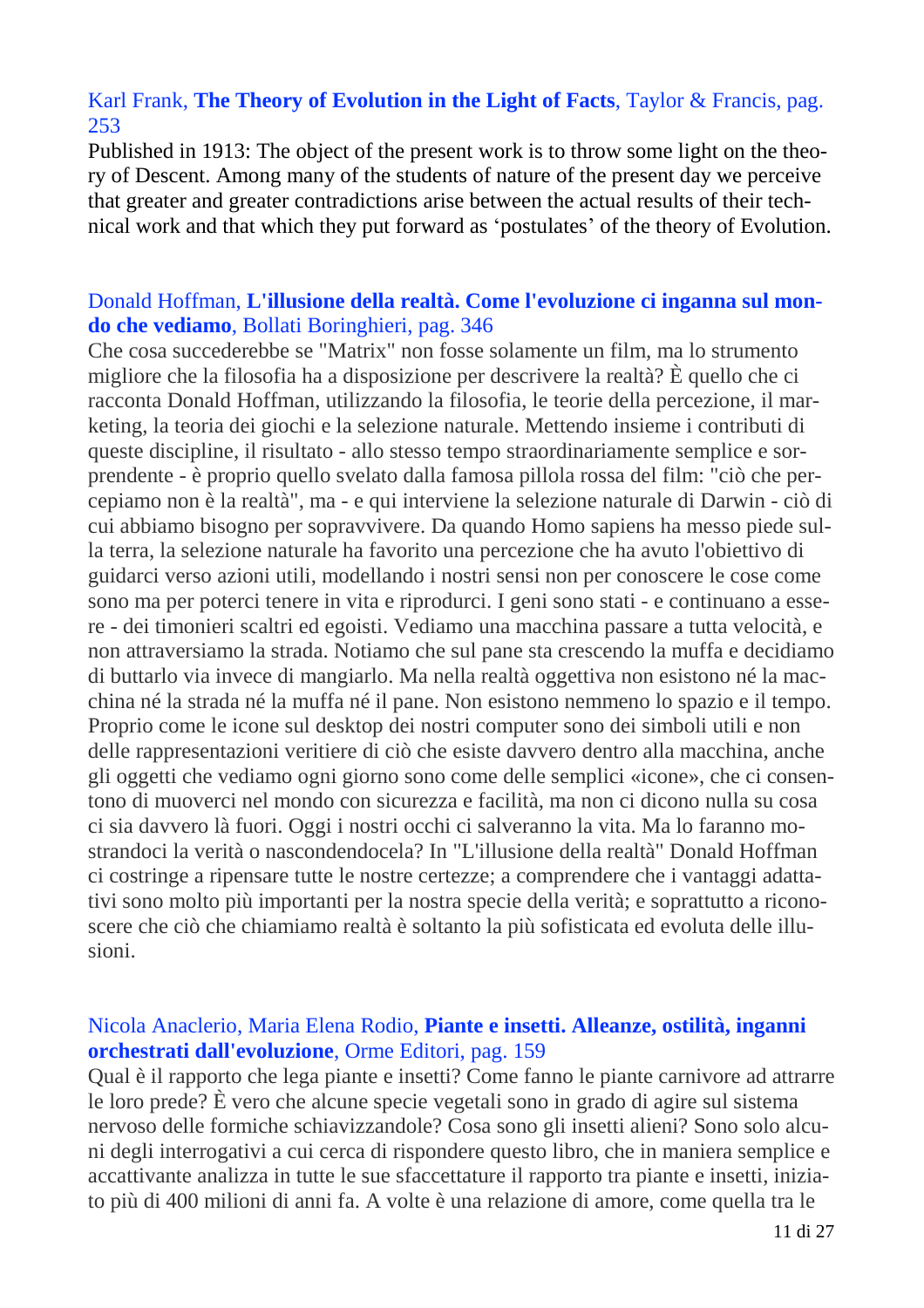Karl Frank, **The Theory of Evolution in the Light of Facts**, Taylor & Francis, pag. 253

Published in 1913: The object of the present work is to throw some light on the theory of Descent. Among many of the students of nature of the present day we perceive that greater and greater contradictions arise between the actual results of their technical work and that which they put forward as 'postulates' of the theory of Evolution.

Donald Hoffman, **L'illusione della realtà. Come l'evoluzione ci inganna sul mondo che vediamo**, Bollati Boringhieri, pag. 346

Che cosa succederebbe se "Matrix" non fosse solamente un film, ma lo strumento migliore che la filosofia ha a disposizione per descrivere la realtà? È quello che ci racconta Donald Hoffman, utilizzando la filosofia, le teorie della percezione, il marketing, la teoria dei giochi e la selezione naturale. Mettendo insieme i contributi di queste discipline, il risultato - allo stesso tempo straordinariamente semplice e sorprendente - è proprio quello svelato dalla famosa pillola rossa del film: "ciò che percepiamo non è la realtà", ma - e qui interviene la selezione naturale di Darwin - ciò di cui abbiamo bisogno per sopravvivere. Da quando Homo sapiens ha messo piede sulla terra, la selezione naturale ha favorito una percezione che ha avuto l'obiettivo di guidarci verso azioni utili, modellando i nostri sensi non per conoscere le cose come sono ma per poterci tenere in vita e riprodurci. I geni sono stati - e continuano a essere - dei timonieri scaltri ed egoisti. Vediamo una macchina passare a tutta velocità, e non attraversiamo la strada. Notiamo che sul pane sta crescendo la muffa e decidiamo di buttarlo via invece di mangiarlo. Ma nella realtà oggettiva non esistono né la macchina né la strada né la muffa né il pane. Non esistono nemmeno lo spazio e il tempo. Proprio come le icone sul desktop dei nostri computer sono dei simboli utili e non delle rappresentazioni veritiere di ciò che esiste davvero dentro alla macchina, anche gli oggetti che vediamo ogni giorno sono come delle semplici «icone», che ci consentono di muoverci nel mondo con sicurezza e facilità, ma non ci dicono nulla su cosa ci sia davvero là fuori. Oggi i nostri occhi ci salveranno la vita. Ma lo faranno mostrandoci la verità o nascondendocela? In "L'illusione della realtà" Donald Hoffman ci costringe a ripensare tutte le nostre certezze; a comprendere che i vantaggi adattativi sono molto più importanti per la nostra specie della verità; e soprattutto a riconoscere che ciò che chiamiamo realtà è soltanto la più sofisticata ed evoluta delle illusioni.

Nicola Anaclerio, Maria Elena Rodio, **Piante e insetti. Alleanze, ostilità, inganni orchestrati dall'evoluzione**, Orme Editori, pag. 159

Qual è il rapporto che lega piante e insetti? Come fanno le piante carnivore ad attrarre le loro prede? È vero che alcune specie vegetali sono in grado di agire sul sistema nervoso delle formiche schiavizzandole? Cosa sono gli insetti alieni? Sono solo alcuni degli interrogativi a cui cerca di rispondere questo libro, che in maniera semplice e accattivante analizza in tutte le sue sfaccettature il rapporto tra piante e insetti, iniziato più di 400 milioni di anni fa. A volte è una relazione di amore, come quella tra le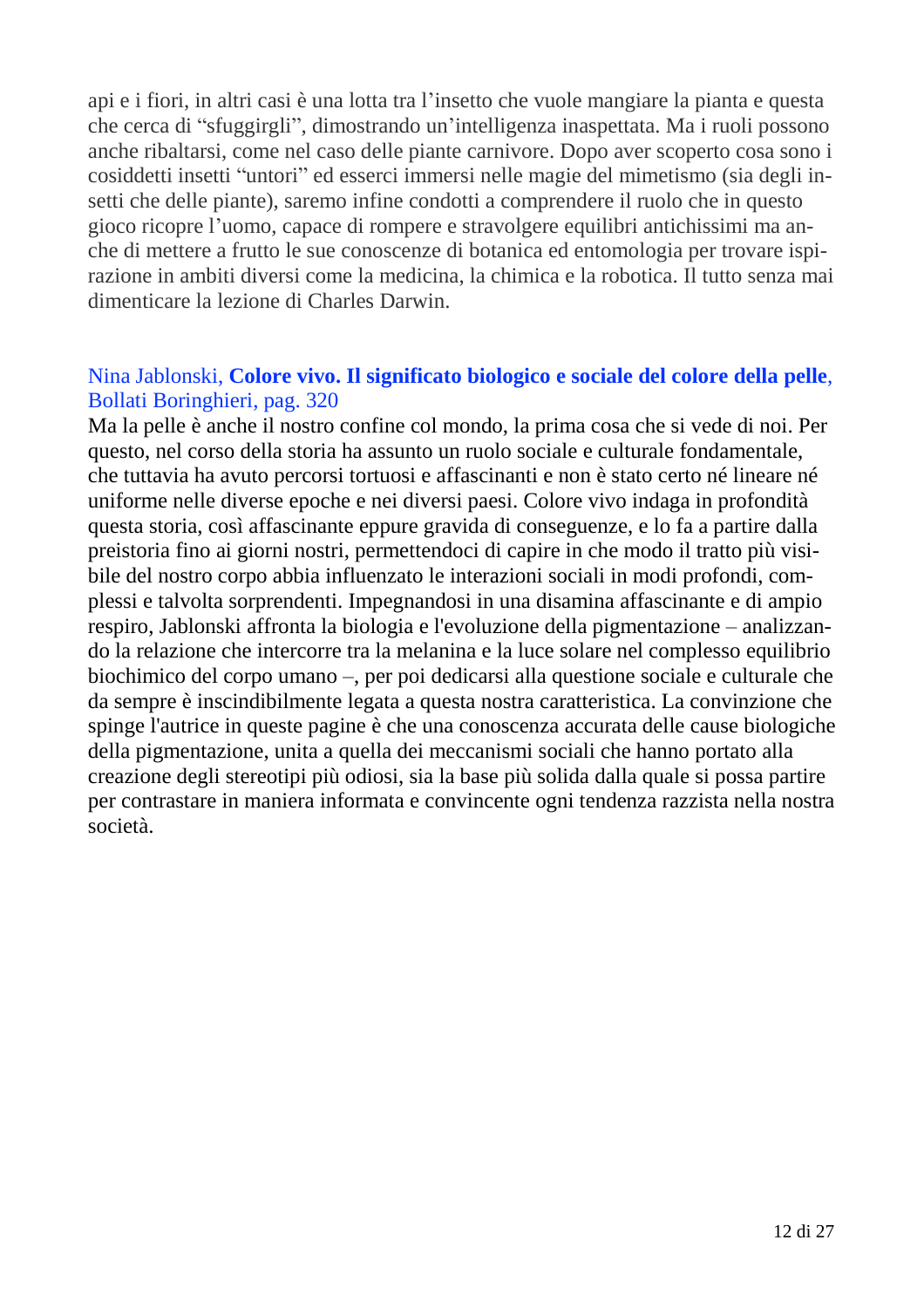api e i fiori, in altri casi è una lotta tra l'insetto che vuole mangiare la pianta e questa che cerca di "sfuggirgli", dimostrando un'intelligenza inaspettata. Ma i ruoli possono anche ribaltarsi, come nel caso delle piante carnivore. Dopo aver scoperto cosa sono i cosiddetti insetti "untori" ed esserci immersi nelle magie del mimetismo (sia degli insetti che delle piante), saremo infine condotti a comprendere il ruolo che in questo gioco ricopre l'uomo, capace di rompere e stravolgere equilibri antichissimi ma anche di mettere a frutto le sue conoscenze di botanica ed entomologia per trovare ispirazione in ambiti diversi come la medicina, la chimica e la robotica. Il tutto senza mai dimenticare la lezione di Charles Darwin.

Nina Jablonski, **Colore vivo. Il significato biologico e sociale del colore della pelle**, Bollati Boringhieri, pag. 320

Ma la pelle è anche il nostro confine col mondo, la prima cosa che si vede di noi. Per questo, nel corso della storia ha assunto un ruolo sociale e culturale fondamentale, che tuttavia ha avuto percorsi tortuosi e affascinanti e non è stato certo né lineare né uniforme nelle diverse epoche e nei diversi paesi. Colore vivo indaga in profondità questa storia, così affascinante eppure gravida di conseguenze, e lo fa a partire dalla preistoria fino ai giorni nostri, permettendoci di capire in che modo il tratto più visibile del nostro corpo abbia influenzato le interazioni sociali in modi profondi, complessi e talvolta sorprendenti. Impegnandosi in una disamina affascinante e di ampio respiro, Jablonski affronta la biologia e l'evoluzione della pigmentazione – analizzando la relazione che intercorre tra la melanina e la luce solare nel complesso equilibrio biochimico del corpo umano –, per poi dedicarsi alla questione sociale e culturale che da sempre è inscindibilmente legata a questa nostra caratteristica. La convinzione che spinge l'autrice in queste pagine è che una conoscenza accurata delle cause biologiche della pigmentazione, unita a quella dei meccanismi sociali che hanno portato alla creazione degli stereotipi più odiosi, sia la base più solida dalla quale si possa partire per contrastare in maniera informata e convincente ogni tendenza razzista nella nostra società.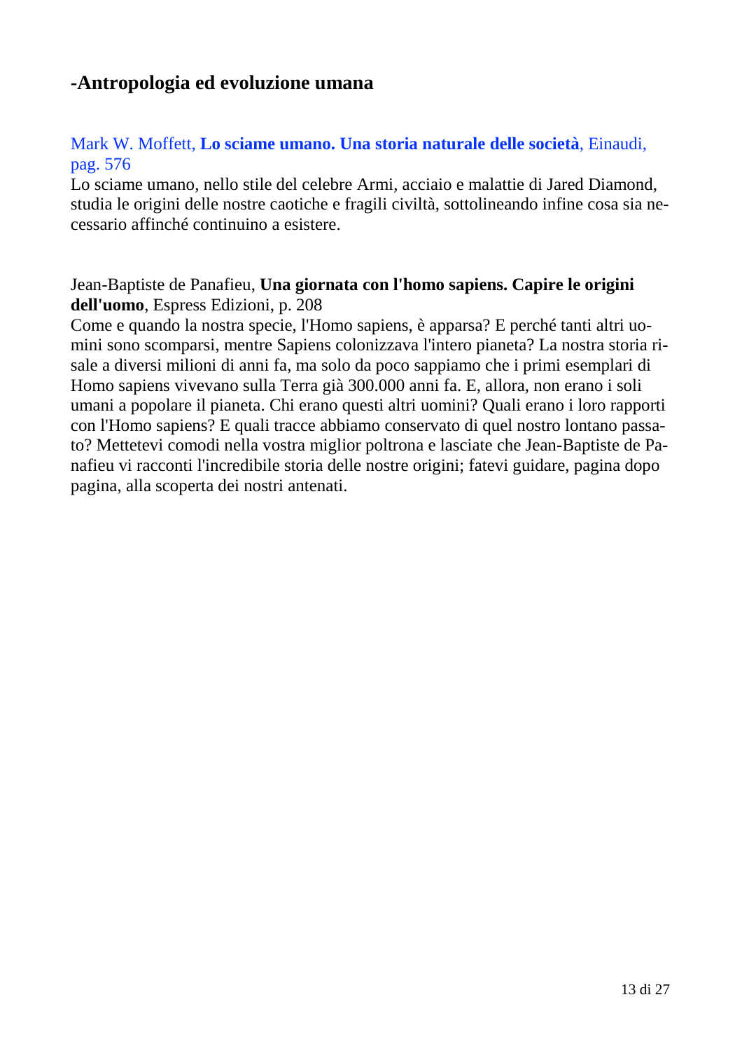## -Antropologia ed evoluzione umana

Mark W. Moffett, **Lo sciame umano. Una storia naturale delle società**, Einaudi, pag. 576

Lo sciame umano, nello stile del celebre Armi, acciaio e malattie di Jared Diamond, studia le origini delle nostre caotiche e fragili civiltà, sottolineando infine cosa sia necessario affinché continuino a esistere.

Jean-Baptiste de Panafieu, **Una giornata con l'homo sapiens. Capire le origini dell'uomo**, Espress Edizioni, p. 208

Come e quando la nostra specie, l'Homo sapiens, è apparsa? E perché tanti altri uomini sono scomparsi, mentre Sapiens colonizzava l'intero pianeta? La nostra storia risale a diversi milioni di anni fa, ma solo da poco sappiamo che i primi esemplari di Homo sapiens vivevano sulla Terra già 300.000 anni fa. E, allora, non erano i soli umani a popolare il pianeta. Chi erano questi altri uomini? Quali erano i loro rapporti con l'Homo sapiens? E quali tracce abbiamo conservato di quel nostro lontano passato? Mettetevi comodi nella vostra miglior poltrona e lasciate che Jean-Baptiste de Panafieu vi racconti l'incredibile storia delle nostre origini; fatevi guidare, pagina dopo pagina, alla scoperta dei nostri antenati.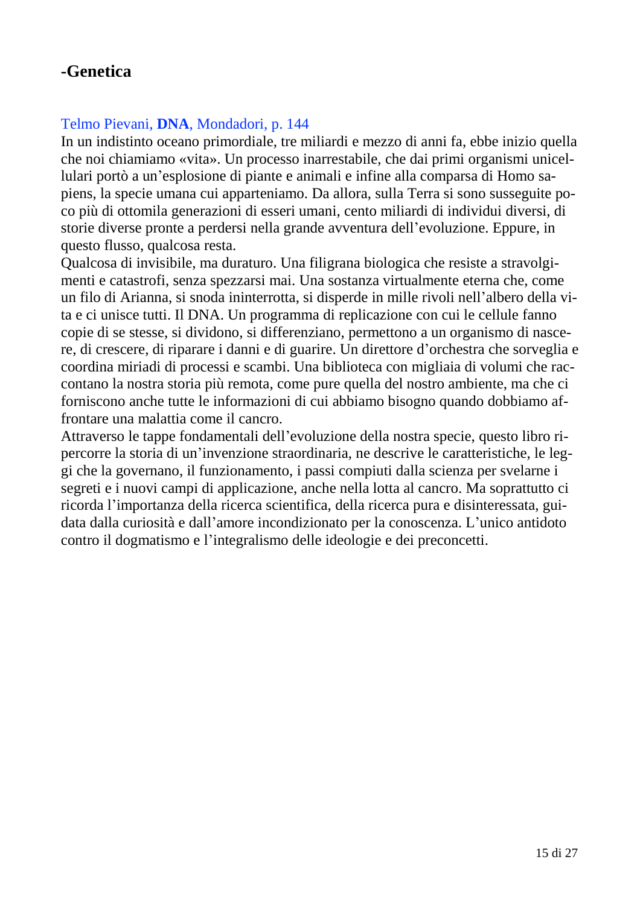## -Genetica

Telmo Pievani, **DNA**, Mondadori, p. 144

In un indistinto oceano primordiale, tre miliardi e mezzo di anni fa, ebbe inizio quella che noi chiamiamo «vita». Un processo inarrestabile, che dai primi organismi unicellulari portò a un'esplosione di piante e animali e infine alla comparsa di Homo sapiens, la specie umana cui apparteniamo. Da allora, sulla Terra si sono susseguite poco più di ottomila generazioni di esseri umani, cento miliardi di individui diversi, di storie diverse pronte a perdersi nella grande avventura dell'evoluzione. Eppure, in questo flusso, qualcosa resta.

Qualcosa di invisibile, ma duraturo. Una filigrana biologica che resiste a stravolgimenti e catastrofi, senza spezzarsi mai. Una sostanza virtualmente eterna che, come un filo di Arianna, si snoda ininterrotta, si disperde in mille rivoli nell'albero della vita e ci unisce tutti. Il DNA. Un programma di replicazione con cui le cellule fanno copie di se stesse, si dividono, si differenziano, permettono a un organismo di nascere, di crescere, di riparare i danni e di guarire. Un direttore d'orchestra che sorveglia e coordina miriadi di processi e scambi. Una biblioteca con migliaia di volumi che raccontano la nostra storia più remota, come pure quella del nostro ambiente, ma che ci forniscono anche tutte le informazioni di cui abbiamo bisogno quando dobbiamo affrontare una malattia come il cancro.

Attraverso le tappe fondamentali dell'evoluzione della nostra specie, questo libro ripercorre la storia di un'invenzione straordinaria, ne descrive le caratteristiche, le leggi che la governano, il funzionamento, i passi compiuti dalla scienza per svelarne i segreti e i nuovi campi di applicazione, anche nella lotta al cancro. Ma soprattutto ci ricorda l'importanza della ricerca scientifica, della ricerca pura e disinteressata, guidata dalla curiosità e dall'amore incondizionato per la conoscenza. L'unico antidoto contro il dogmatismo e l'integralismo delle ideologie e dei preconcetti.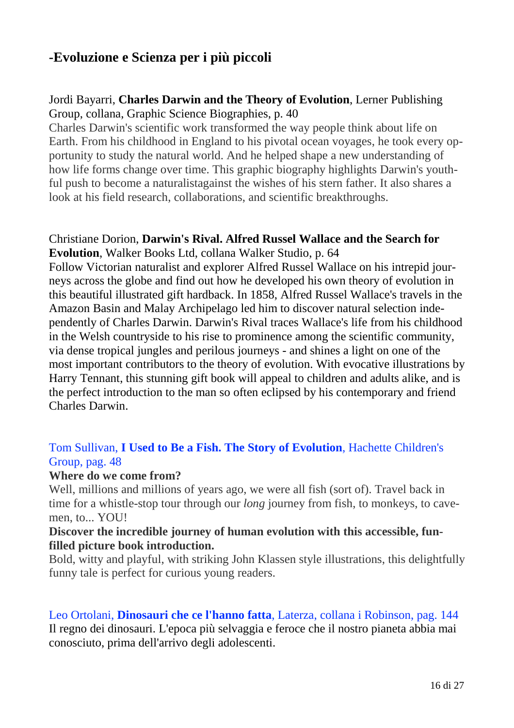## -Evoluzione e Scienza per i più piccoli

Jordi Bayarri, **Charles Darwin and the Theory of Evolution**, Lerner Publishing Group, collana, Graphic Science Biographies, p. 40

Charles Darwin's scientific work transformed the way people think about life on Earth. From his childhood in England to his pivotal ocean voyages, he took every opportunity to study the natural world. And he helped shape a new understanding of how life forms change over time. This graphic biography highlights Darwin's youthful push to become a naturalistagainst the wishes of his stern father. It also shares a look at his field research, collaborations, and scientific breakthroughs.

Christiane Dorion, **Darwin's Rival. Alfred Russel Wallace and the Search for Evolution**, Walker Books Ltd, collana Walker Studio, p. 64

Follow Victorian naturalist and explorer Alfred Russel Wallace on his intrepid journeys across the globe and find out how he developed his own theory of evolution in this beautiful illustrated gift hardback. In 1858, Alfred Russel Wallace's travels in the Amazon Basin and Malay Archipelago led him to discover natural selection independently of Charles Darwin. Darwin's Rival traces Wallace's life from his childhood in the Welsh countryside to his rise to prominence among the scientific community, via dense tropical jungles and perilous journeys - and shines a light on one of the most important contributors to the theory of evolution. With evocative illustrations by Harry Tennant, this stunning gift book will appeal to children and adults alike, and is the perfect introduction to the man so often eclipsed by his contemporary and friend Charles Darwin.

Tom Sullivan, **I Used to Be a Fish. The Story of Evolution**, Hachette Children's Group, pag. 48

**Where do we come from?**

Well, millions and millions of years ago, we were all fish (sort of). Travel back in time for a whistle-stop tour through our *long* journey from fish, to monkeys, to cavemen, to... YOU!

**Discover the incredible journey of human evolution with this accessible, fun-filled picture book introduction.**

Bold, witty and playful, with striking John Klassen style illustrations, this delightfully funny tale is perfect for curious young readers.

Leo Ortolani, **Dinosauri che ce l'hanno fatta**, Laterza, collana i Robinson, pag. 144

Il regno dei dinosauri. L'epoca più selvaggia e feroce che il nostro pianeta abbia mai conosciuto, prima dell'arrivo degli adolescenti.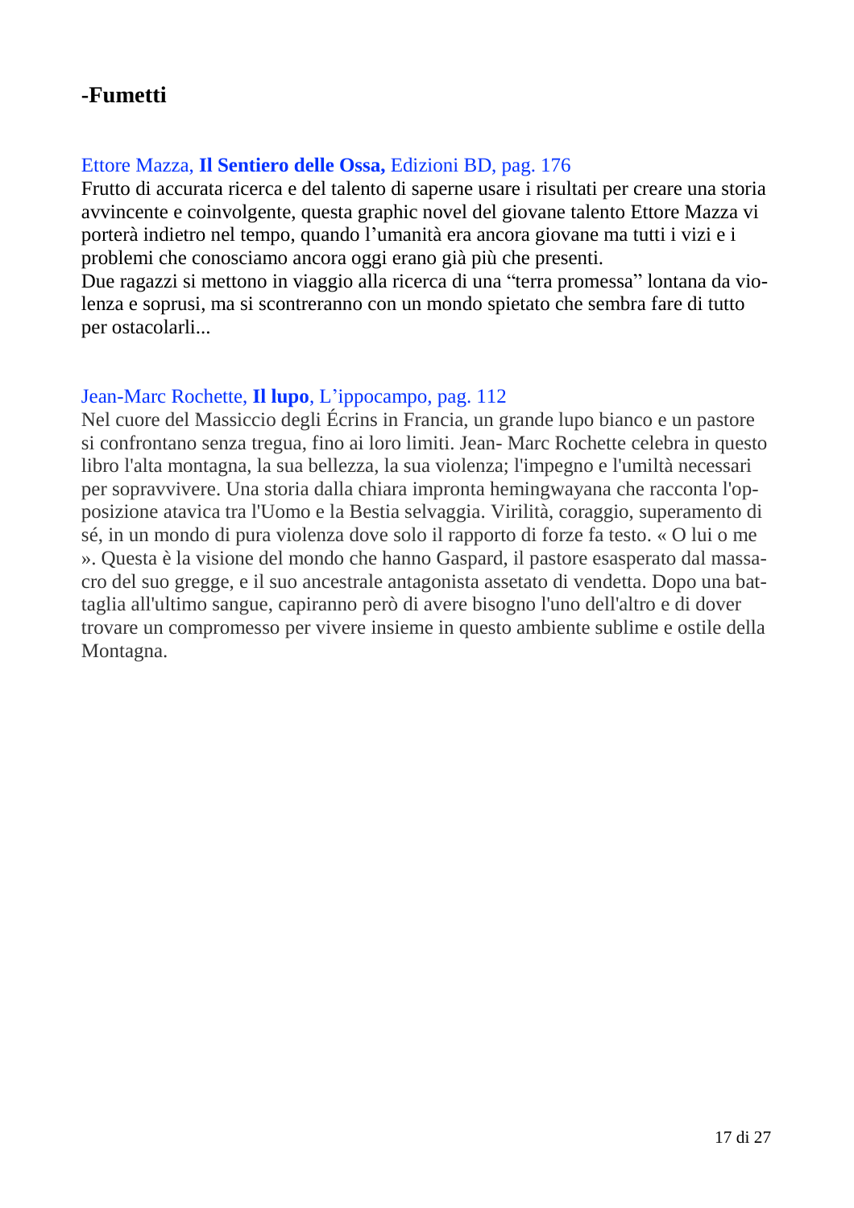## -Fumetti

Ettore Mazza, **Il Sentiero delle Ossa,** Edizioni BD, pag. 176

Frutto di accurata ricerca e del talento di saperne usare i risultati per creare una storia avvincente e coinvolgente, questa graphic novel del giovane talento Ettore Mazza vi porterà indietro nel tempo, quando l'umanità era ancora giovane ma tutti i vizi e i problemi che conosciamo ancora oggi erano già più che presenti.

Due ragazzi si mettono in viaggio alla ricerca di una "terra promessa" lontana da violenza e soprusi, ma si scontreranno con un mondo spietato che sembra fare di tutto per ostacolarli...

Jean-Marc Rochette, **Il lupo**, L'ippocampo, pag. 112

Nel cuore del Massiccio degli Écrins in Francia, un grande lupo bianco e un pastore si confrontano senza tregua, fino ai loro limiti. Jean- Marc Rochette celebra in questo libro l'alta montagna, la sua bellezza, la sua violenza; l'impegno e l'umiltà necessari per sopravvivere. Una storia dalla chiara impronta hemingwayana che racconta l'opposizione atavica tra l'Uomo e la Bestia selvaggia. Virilità, coraggio, superamento di sé, in un mondo di pura violenza dove solo il rapporto di forze fa testo. « O lui o me ». Questa è la visione del mondo che hanno Gaspard, il pastore esasperato dal massacro del suo gregge, e il suo ancestrale antagonista assetato di vendetta. Dopo una battaglia all'ultimo sangue, capiranno però di avere bisogno l'uno dell'altro e di dover trovare un compromesso per vivere insieme in questo ambiente sublime e ostile della Montagna.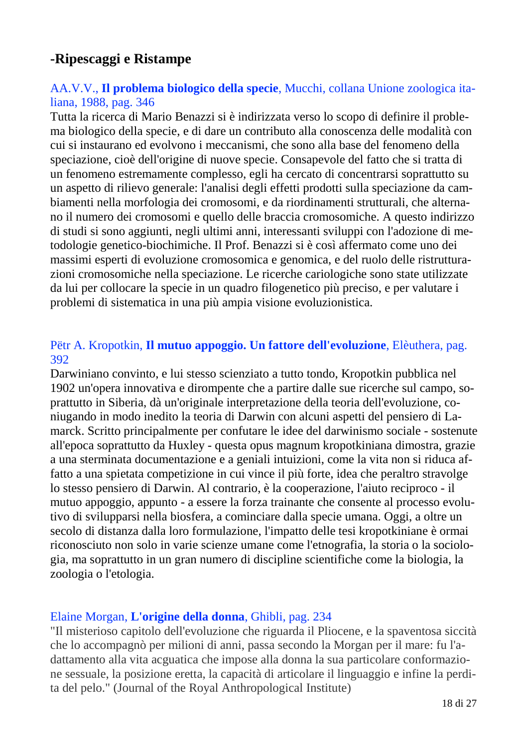## -Ripescaggi e Ristampe

AA.V.V., **Il problema biologico della specie**, Mucchi, collana Unione zoologica italiana, 1988, pag. 346

Tutta la ricerca di Mario Benazzi si è indirizzata verso lo scopo di definire il problema biologico della specie, e di dare un contributo alla conoscenza delle modalità con cui si instaurano ed evolvono i meccanismi, che sono alla base del fenomeno della speciazione, cioè dell'origine di nuove specie. Consapevole del fatto che si tratta di un fenomeno estremamente complesso, egli ha cercato di concentrarsi soprattutto su un aspetto di rilievo generale: l'analisi degli effetti prodotti sulla speciazione da cambiamenti nella morfologia dei cromosomi, e da riordinamenti strutturali, che alternano il numero dei cromosomi e quello delle braccia cromosomiche. A questo indirizzo di studi si sono aggiunti, negli ultimi anni, interessanti sviluppi con l'adozione di metodologie genetico-biochimiche. Il Prof. Benazzi si è così affermato come uno dei massimi esperti di evoluzione cromosomica e genomica, e del ruolo delle ristrutturazioni cromosomiche nella speciazione. Le ricerche cariologiche sono state utilizzate da lui per collocare la specie in un quadro filogenetico più preciso, e per valutare i problemi di sistematica in una più ampia visione evoluzionistica.

Pëtr A. Kropotkin, **Il mutuo appoggio. Un fattore dell'evoluzione**, Elèuthera, pag. 392

Darwiniano convinto, e lui stesso scienziato a tutto tondo, Kropotkin pubblica nel 1902 un'opera innovativa e dirompente che a partire dalle sue ricerche sul campo, soprattutto in Siberia, dà un'originale interpretazione della teoria dell'evoluzione, coniugando in modo inedito la teoria di Darwin con alcuni aspetti del pensiero di Lamarck. Scritto principalmente per confutare le idee del darwinismo sociale - sostenute all'epoca soprattutto da Huxley - questa opus magnum kropotkiniana dimostra, grazie a una sterminata documentazione e a geniali intuizioni, come la vita non si riduca affatto a una spietata competizione in cui vince il più forte, idea che peraltro stravolge lo stesso pensiero di Darwin. Al contrario, è la cooperazione, l'aiuto reciproco - il mutuo appoggio, appunto - a essere la forza trainante che consente al processo evolutivo di svilupparsi nella biosfera, a cominciare dalla specie umana. Oggi, a oltre un secolo di distanza dalla loro formulazione, l'impatto delle tesi kropotkiniane è ormai riconosciuto non solo in varie scienze umane come l'etnografia, la storia o la sociologia, ma soprattutto in un gran numero di discipline scientifiche come la biologia, la zoologia o l'etologia.

Elaine Morgan, **L'origine della donna**, Ghibli, pag. 234

"Il misterioso capitolo dell'evoluzione che riguarda il Pliocene, e la spaventosa siccità che lo accompagnò per milioni di anni, passa secondo la Morgan per il mare: fu l'adattamento alla vita acguatica che impose alla donna la sua particolare conformazione sessuale, la posizione eretta, la capacità di articolare il linguaggio e infine la perdita del pelo." (Journal of the Royal Anthropological Institute)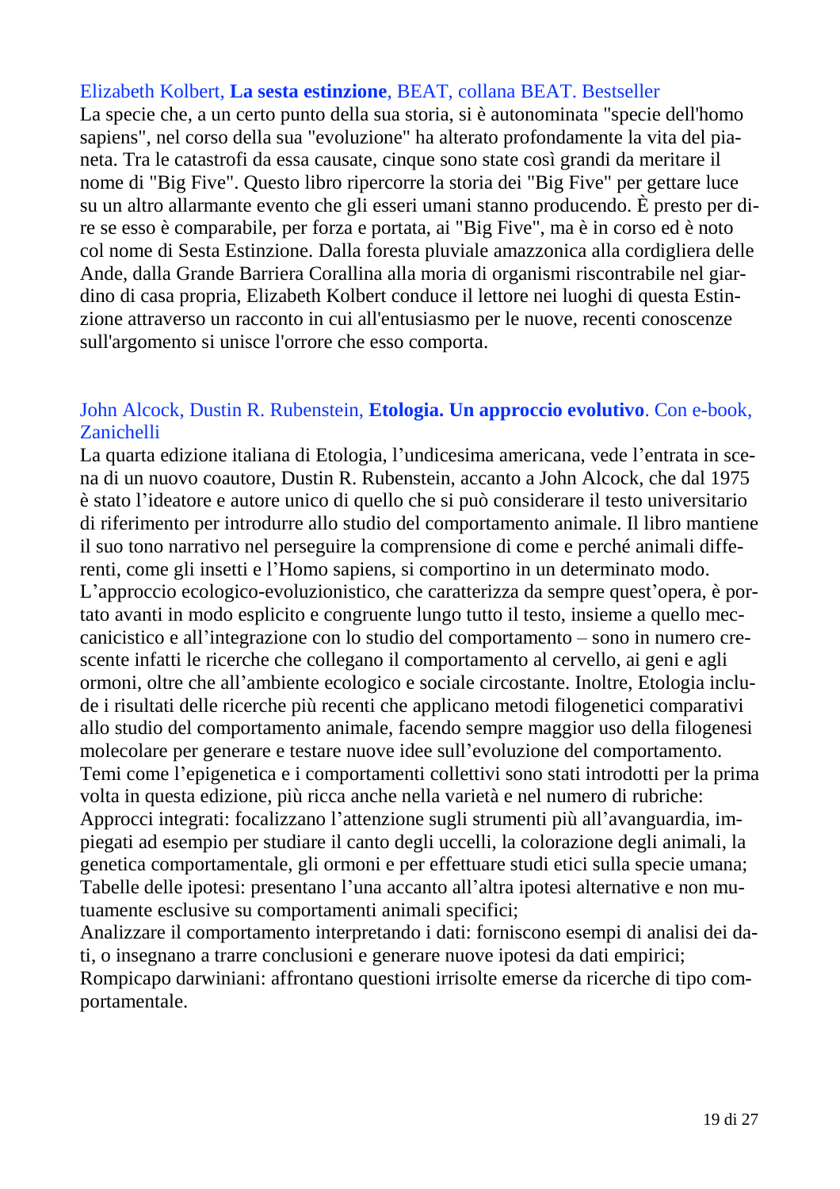Elizabeth Kolbert, **La sesta estinzione**, BEAT, collana BEAT. Bestseller

La specie che, a un certo punto della sua storia, si è autonominata "specie dell'homo sapiens", nel corso della sua "evoluzione" ha alterato profondamente la vita del pianeta. Tra le catastrofi da essa causate, cinque sono state così grandi da meritare il nome di "Big Five". Questo libro ripercorre la storia dei "Big Five" per gettare luce su un altro allarmante evento che gli esseri umani stanno producendo. È presto per dire se esso è comparabile, per forza e portata, ai "Big Five", ma è in corso ed è noto col nome di Sesta Estinzione. Dalla foresta pluviale amazzonica alla cordigliera delle Ande, dalla Grande Barriera Corallina alla moria di organismi riscontrabile nel giardino di casa propria, Elizabeth Kolbert conduce il lettore nei luoghi di questa Estinzione attraverso un racconto in cui all'entusiasmo per le nuove, recenti conoscenze sull'argomento si unisce l'orrore che esso comporta.

John Alcock, Dustin R. Rubenstein, **Etologia. Un approccio evolutivo**. Con e-book, Zanichelli

La quarta edizione italiana di Etologia, l'undicesima americana, vede l'entrata in scena di un nuovo coautore, Dustin R. Rubenstein, accanto a John Alcock, che dal 1975 è stato l'ideatore e autore unico di quello che si può considerare il testo universitario di riferimento per introdurre allo studio del comportamento animale. Il libro mantiene il suo tono narrativo nel perseguire la comprensione di come e perché animali differenti, come gli insetti e l'Homo sapiens, si comportino in un determinato modo.
L'approccio ecologico-evoluzionistico, che caratterizza da sempre quest'opera, è portato avanti in modo esplicito e congruente lungo tutto il testo, insieme a quello meccanicistico e all'integrazione con lo studio del comportamento – sono in numero crescente infatti le ricerche che collegano il comportamento al cervello, ai geni e agli ormoni, oltre che all'ambiente ecologico e sociale circostante. Inoltre, Etologia include i risultati delle ricerche più recenti che applicano metodi filogenetici comparativi allo studio del comportamento animale, facendo sempre maggior uso della filogenesi molecolare per generare e testare nuove idee sull'evoluzione del comportamento.
Temi come l'epigenetica e i comportamenti collettivi sono stati introdotti per la prima volta in questa edizione, più ricca anche nella varietà e nel numero di rubriche:
Approcci integrati: focalizzano l'attenzione sugli strumenti più all'avanguardia, impiegati ad esempio per studiare il canto degli uccelli, la colorazione degli animali, la genetica comportamentale, gli ormoni e per effettuare studi etici sulla specie umana;
Tabelle delle ipotesi: presentano l'una accanto all'altra ipotesi alternative e non mutuamente esclusive su comportamenti animali specifici;
Analizzare il comportamento interpretando i dati: forniscono esempi di analisi dei dati, o insegnano a trarre conclusioni e generare nuove ipotesi da dati empirici;
Rompicapo darwiniani: affrontano questioni irrisolte emerse da ricerche di tipo comportamentale.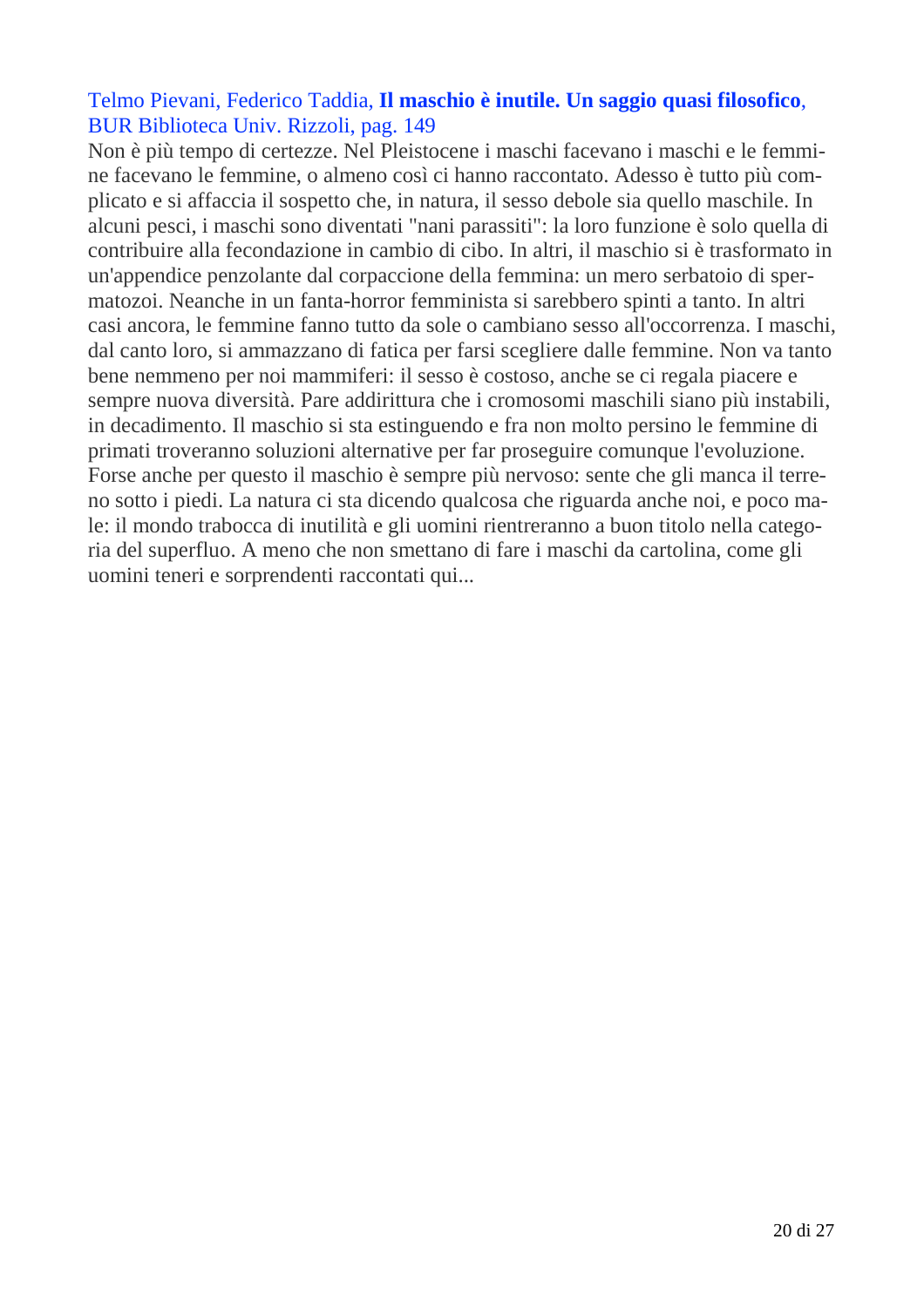Telmo Pievani, Federico Taddia, **Il maschio è inutile. Un saggio quasi filosofico**, BUR Biblioteca Univ. Rizzoli, pag. 149

Non è più tempo di certezze. Nel Pleistocene i maschi facevano i maschi e le femmine facevano le femmine, o almeno così ci hanno raccontato. Adesso è tutto più complicato e si affaccia il sospetto che, in natura, il sesso debole sia quello maschile. In alcuni pesci, i maschi sono diventati "nani parassiti": la loro funzione è solo quella di contribuire alla fecondazione in cambio di cibo. In altri, il maschio si è trasformato in un'appendice penzolante dal corpaccione della femmina: un mero serbatoio di spermatozoi. Neanche in un fanta-horror femminista si sarebbero spinti a tanto. In altri casi ancora, le femmine fanno tutto da sole o cambiano sesso all'occorrenza. I maschi, dal canto loro, si ammazzano di fatica per farsi scegliere dalle femmine. Non va tanto bene nemmeno per noi mammiferi: il sesso è costoso, anche se ci regala piacere e sempre nuova diversità. Pare addirittura che i cromosomi maschili siano più instabili, in decadimento. Il maschio si sta estinguendo e fra non molto persino le femmine di primati troveranno soluzioni alternative per far proseguire comunque l'evoluzione. Forse anche per questo il maschio è sempre più nervoso: sente che gli manca il terreno sotto i piedi. La natura ci sta dicendo qualcosa che riguarda anche noi, e poco male: il mondo trabocca di inutilità e gli uomini rientreranno a buon titolo nella categoria del superfluo. A meno che non smettano di fare i maschi da cartolina, come gli uomini teneri e sorprendenti raccontati qui...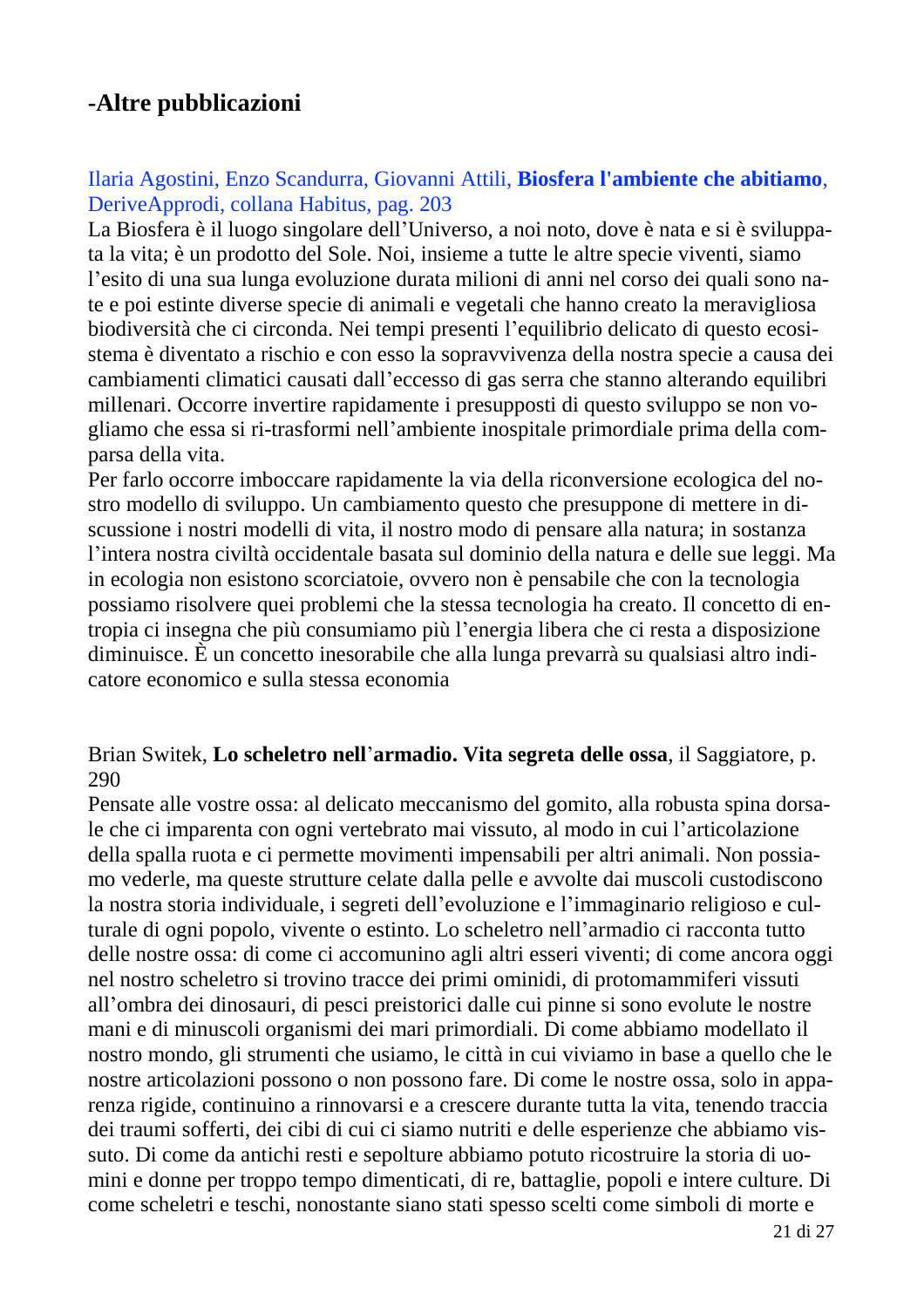## -Altre pubblicazioni

Ilaria Agostini, Enzo Scandurra, Giovanni Attili, **Biosfera l'ambiente che abitiamo**, DeriveApprodi, collana Habitus, pag. 203

La Biosfera è il luogo singolare dell'Universo, a noi noto, dove è nata e si è sviluppata la vita; è un prodotto del Sole. Noi, insieme a tutte le altre specie viventi, siamo l'esito di una sua lunga evoluzione durata milioni di anni nel corso dei quali sono nate e poi estinte diverse specie di animali e vegetali che hanno creato la meravigliosa biodiversità che ci circonda. Nei tempi presenti l'equilibrio delicato di questo ecosistema è diventato a rischio e con esso la sopravvivenza della nostra specie a causa dei cambiamenti climatici causati dall'eccesso di gas serra che stanno alterando equilibri millenari. Occorre invertire rapidamente i presupposti di questo sviluppo se non vogliamo che essa si ri-trasformi nell'ambiente inospitale primordiale prima della comparsa della vita.

Per farlo occorre imboccare rapidamente la via della riconversione ecologica del nostro modello di sviluppo. Un cambiamento questo che presuppone di mettere in discussione i nostri modelli di vita, il nostro modo di pensare alla natura; in sostanza l'intera nostra civiltà occidentale basata sul dominio della natura e delle sue leggi. Ma in ecologia non esistono scorciatoie, ovvero non è pensabile che con la tecnologia possiamo risolvere quei problemi che la stessa tecnologia ha creato. Il concetto di entropia ci insegna che più consumiamo più l'energia libera che ci resta a disposizione diminuisce. È un concetto inesorabile che alla lunga prevarrà su qualsiasi altro indicatore economico e sulla stessa economia

Brian Switek, **Lo scheletro nell'armadio. Vita segreta delle ossa**, il Saggiatore, p. 290

Pensate alle vostre ossa: al delicato meccanismo del gomito, alla robusta spina dorsale che ci imparenta con ogni vertebrato mai vissuto, al modo in cui l'articolazione della spalla ruota e ci permette movimenti impensabili per altri animali. Non possiamo vederle, ma queste strutture celate dalla pelle e avvolte dai muscoli custodiscono la nostra storia individuale, i segreti dell'evoluzione e l'immaginario religioso e culturale di ogni popolo, vivente o estinto. Lo scheletro nell'armadio ci racconta tutto delle nostre ossa: di come ci accomunino agli altri esseri viventi; di come ancora oggi nel nostro scheletro si trovino tracce dei primi ominidi, di protomammiferi vissuti all'ombra dei dinosauri, di pesci preistorici dalle cui pinne si sono evolute le nostre mani e di minuscoli organismi dei mari primordiali. Di come abbiamo modellato il nostro mondo, gli strumenti che usiamo, le città in cui viviamo in base a quello che le nostre articolazioni possono o non possono fare. Di come le nostre ossa, solo in apparenza rigide, continuino a rinnovarsi e a crescere durante tutta la vita, tenendo traccia dei traumi sofferti, dei cibi di cui ci siamo nutriti e delle esperienze che abbiamo vissuto. Di come da antichi resti e sepolture abbiamo potuto ricostruire la storia di uomini e donne per troppo tempo dimenticati, di re, battaglie, popoli e intere culture. Di come scheletri e teschi, nonostante siano stati spesso scelti come simboli di morte e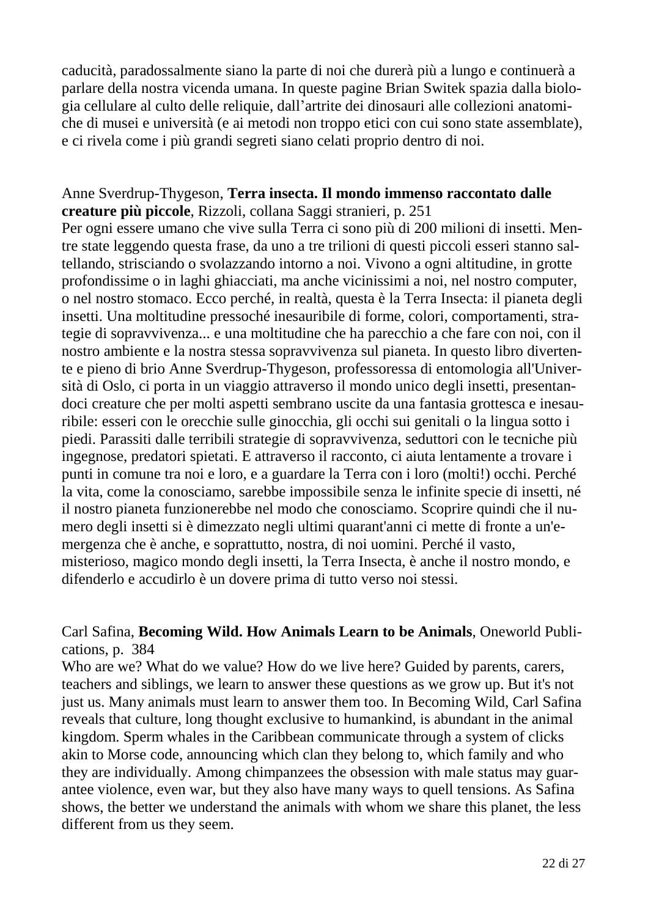caducità, paradossalmente siano la parte di noi che durerà più a lungo e continuerà a parlare della nostra vicenda umana. In queste pagine Brian Switek spazia dalla biologia cellulare al culto delle reliquie, dall'artrite dei dinosauri alle collezioni anatomiche di musei e università (e ai metodi non troppo etici con cui sono state assemblate), e ci rivela come i più grandi segreti siano celati proprio dentro di noi.

Anne Sverdrup-Thygeson, **Terra insecta. Il mondo immenso raccontato dalle creature più piccole**, Rizzoli, collana Saggi stranieri, p. 251

Per ogni essere umano che vive sulla Terra ci sono più di 200 milioni di insetti. Mentre state leggendo questa frase, da uno a tre trilioni di questi piccoli esseri stanno saltellando, strisciando o svolazzando intorno a noi. Vivono a ogni altitudine, in grotte profondissime o in laghi ghiacciati, ma anche vicinissimi a noi, nel nostro computer, o nel nostro stomaco. Ecco perché, in realtà, questa è la Terra Insecta: il pianeta degli insetti. Una moltitudine pressoché inesauribile di forme, colori, comportamenti, strategie di sopravvivenza... e una moltitudine che ha parecchio a che fare con noi, con il nostro ambiente e la nostra stessa sopravvivenza sul pianeta. In questo libro divertente e pieno di brio Anne Sverdrup-Thygeson, professoressa di entomologia all'Università di Oslo, ci porta in un viaggio attraverso il mondo unico degli insetti, presentandoci creature che per molti aspetti sembrano uscite da una fantasia grottesca e inesauribile: esseri con le orecchie sulle ginocchia, gli occhi sui genitali o la lingua sotto i piedi. Parassiti dalle terribili strategie di sopravvivenza, seduttori con le tecniche più ingegnose, predatori spietati. E attraverso il racconto, ci aiuta lentamente a trovare i punti in comune tra noi e loro, e a guardare la Terra con i loro (molti!) occhi. Perché la vita, come la conosciamo, sarebbe impossibile senza le infinite specie di insetti, né il nostro pianeta funzionerebbe nel modo che conosciamo. Scoprire quindi che il numero degli insetti si è dimezzato negli ultimi quarant'anni ci mette di fronte a un'emergenza che è anche, e soprattutto, nostra, di noi uomini. Perché il vasto, misterioso, magico mondo degli insetti, la Terra Insecta, è anche il nostro mondo, e difenderlo e accudirlo è un dovere prima di tutto verso noi stessi.

Carl Safina, **Becoming Wild. How Animals Learn to be Animals**, Oneworld Publications, p. 384

Who are we? What do we value? How do we live here? Guided by parents, carers, teachers and siblings, we learn to answer these questions as we grow up. But it's not just us. Many animals must learn to answer them too. In Becoming Wild, Carl Safina reveals that culture, long thought exclusive to humankind, is abundant in the animal kingdom. Sperm whales in the Caribbean communicate through a system of clicks akin to Morse code, announcing which clan they belong to, which family and who they are individually. Among chimpanzees the obsession with male status may guarantee violence, even war, but they also have many ways to quell tensions. As Safina shows, the better we understand the animals with whom we share this planet, the less different from us they seem.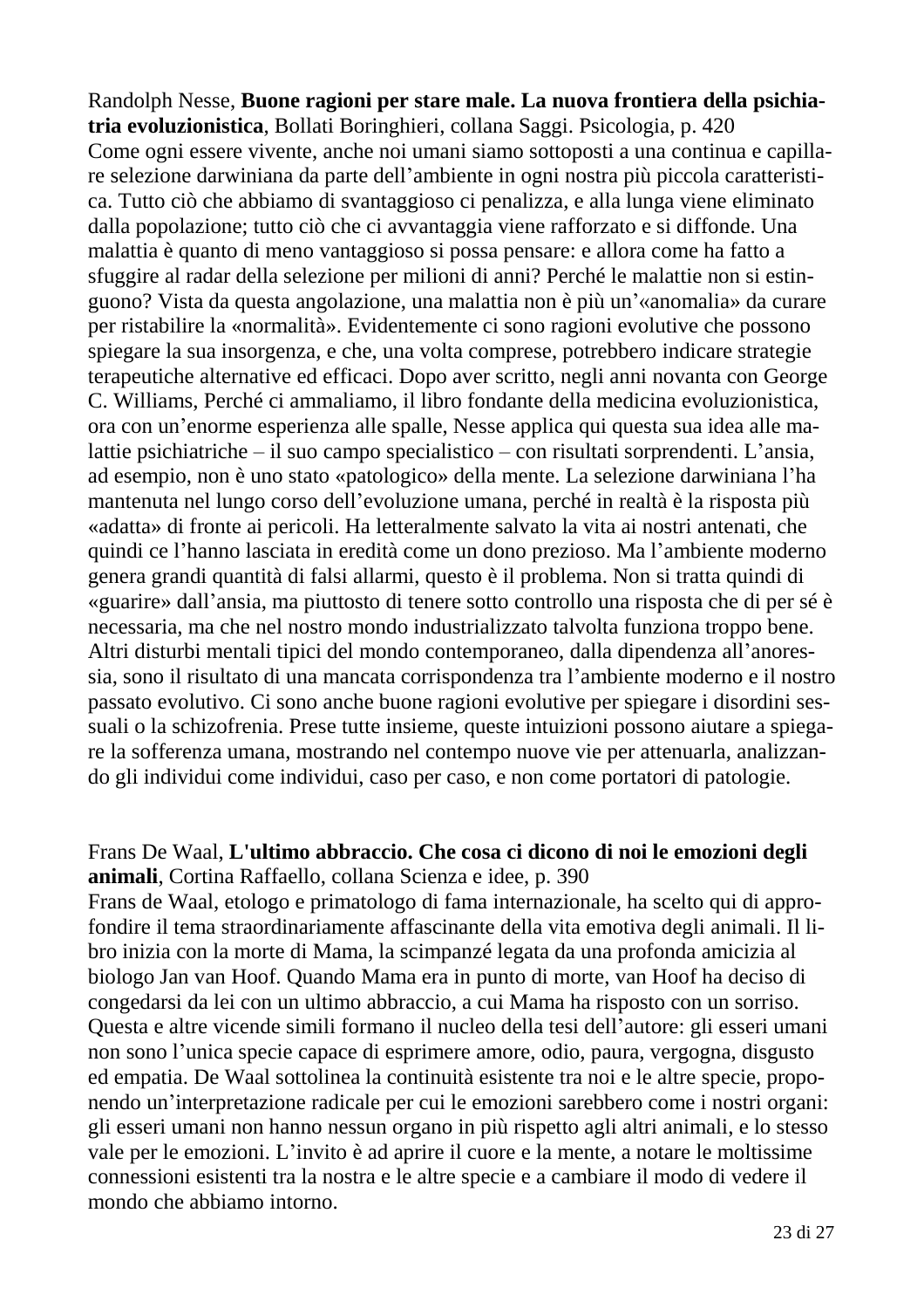Randolph Nesse, **Buone ragioni per stare male. La nuova frontiera della psichiatria evoluzionistica**, Bollati Boringhieri, collana Saggi. Psicologia, p. 420

Come ogni essere vivente, anche noi umani siamo sottoposti a una continua e capillare selezione darwiniana da parte dell'ambiente in ogni nostra più piccola caratteristica. Tutto ciò che abbiamo di svantaggioso ci penalizza, e alla lunga viene eliminato dalla popolazione; tutto ciò che ci avvantaggia viene rafforzato e si diffonde. Una malattia è quanto di meno vantaggioso si possa pensare: e allora come ha fatto a sfuggire al radar della selezione per milioni di anni? Perché le malattie non si estinguono? Vista da questa angolazione, una malattia non è più un'«anomalia» da curare per ristabilire la «normalità». Evidentemente ci sono ragioni evolutive che possono spiegare la sua insorgenza, e che, una volta comprese, potrebbero indicare strategie terapeutiche alternative ed efficaci. Dopo aver scritto, negli anni novanta con George C. Williams, Perché ci ammaliamo, il libro fondante della medicina evoluzionistica, ora con un'enorme esperienza alle spalle, Nesse applica qui questa sua idea alle malattie psichiatriche – il suo campo specialistico – con risultati sorprendenti. L'ansia, ad esempio, non è uno stato «patologico» della mente. La selezione darwiniana l'ha mantenuta nel lungo corso dell'evoluzione umana, perché in realtà è la risposta più «adatta» di fronte ai pericoli. Ha letteralmente salvato la vita ai nostri antenati, che quindi ce l'hanno lasciata in eredità come un dono prezioso. Ma l'ambiente moderno genera grandi quantità di falsi allarmi, questo è il problema. Non si tratta quindi di «guarire» dall'ansia, ma piuttosto di tenere sotto controllo una risposta che di per sé è necessaria, ma che nel nostro mondo industrializzato talvolta funziona troppo bene. Altri disturbi mentali tipici del mondo contemporaneo, dalla dipendenza all'anoressia, sono il risultato di una mancata corrispondenza tra l'ambiente moderno e il nostro passato evolutivo. Ci sono anche buone ragioni evolutive per spiegare i disordini sessuali o la schizofrenia. Prese tutte insieme, queste intuizioni possono aiutare a spiegare la sofferenza umana, mostrando nel contempo nuove vie per attenuarla, analizzando gli individui come individui, caso per caso, e non come portatori di patologie.

Frans De Waal, **L'ultimo abbraccio. Che cosa ci dicono di noi le emozioni degli animali**, Cortina Raffaello, collana Scienza e idee, p. 390

Frans de Waal, etologo e primatologo di fama internazionale, ha scelto qui di approfondire il tema straordinariamente affascinante della vita emotiva degli animali. Il libro inizia con la morte di Mama, la scimpanzé legata da una profonda amicizia al biologo Jan van Hoof. Quando Mama era in punto di morte, van Hoof ha deciso di congedarsi da lei con un ultimo abbraccio, a cui Mama ha risposto con un sorriso. Questa e altre vicende simili formano il nucleo della tesi dell'autore: gli esseri umani non sono l'unica specie capace di esprimere amore, odio, paura, vergogna, disgusto ed empatia. De Waal sottolinea la continuità esistente tra noi e le altre specie, proponendo un'interpretazione radicale per cui le emozioni sarebbero come i nostri organi: gli esseri umani non hanno nessun organo in più rispetto agli altri animali, e lo stesso vale per le emozioni. L'invito è ad aprire il cuore e la mente, a notare le moltissime connessioni esistenti tra la nostra e le altre specie e a cambiare il modo di vedere il mondo che abbiamo intorno.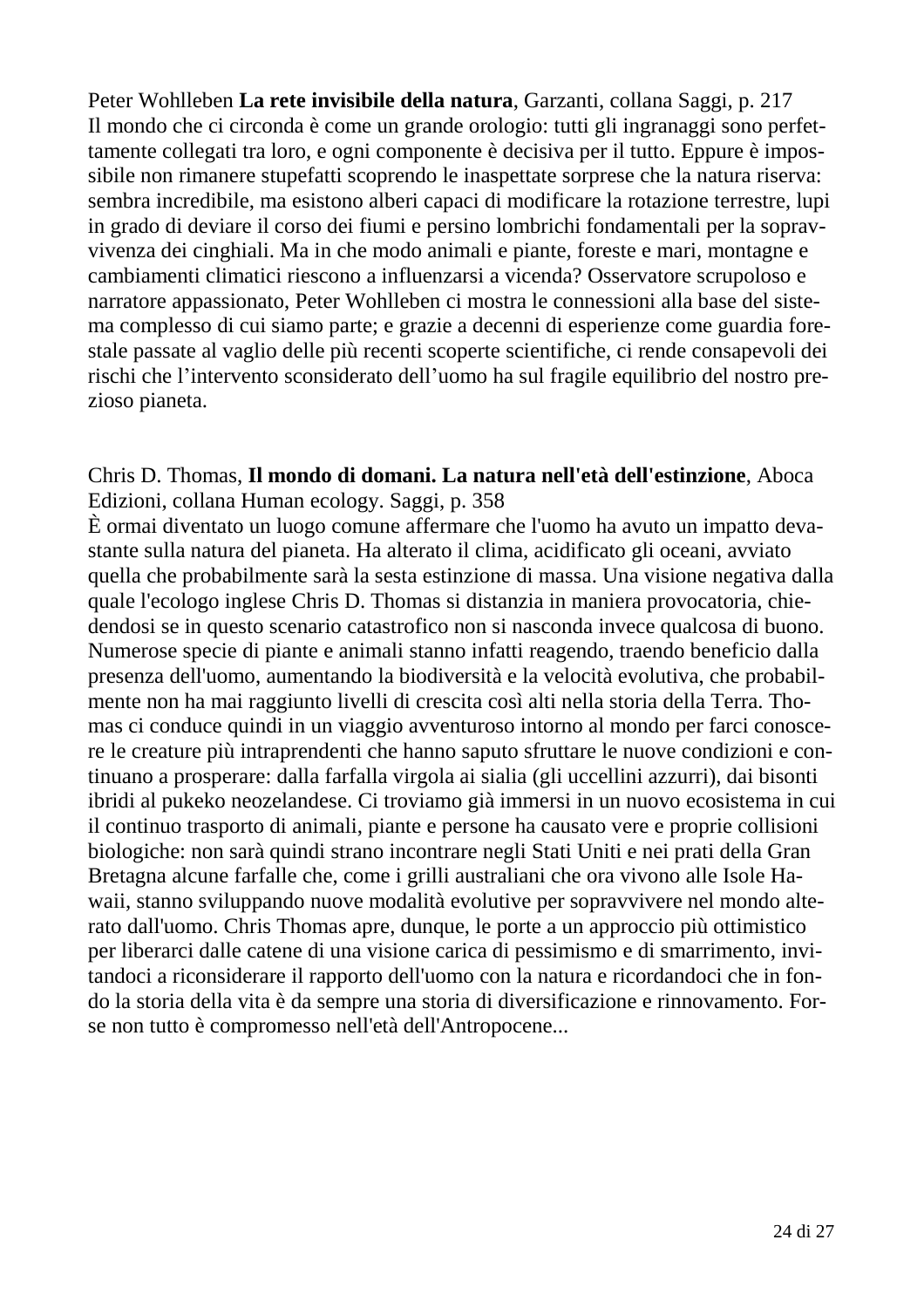Peter Wohlleben **La rete invisibile della natura**, Garzanti, collana Saggi, p. 217
Il mondo che ci circonda è come un grande orologio: tutti gli ingranaggi sono perfettamente collegati tra loro, e ogni componente è decisiva per il tutto. Eppure è impossibile non rimanere stupefatti scoprendo le inaspettate sorprese che la natura riserva: sembra incredibile, ma esistono alberi capaci di modificare la rotazione terrestre, lupi in grado di deviare il corso dei fiumi e persino lombrichi fondamentali per la sopravvivenza dei cinghiali. Ma in che modo animali e piante, foreste e mari, montagne e cambiamenti climatici riescono a influenzarsi a vicenda? Osservatore scrupoloso e narratore appassionato, Peter Wohlleben ci mostra le connessioni alla base del sistema complesso di cui siamo parte; e grazie a decenni di esperienze come guardia forestale passate al vaglio delle più recenti scoperte scientifiche, ci rende consapevoli dei rischi che l'intervento sconsiderato dell'uomo ha sul fragile equilibrio del nostro prezioso pianeta.

Chris D. Thomas, **Il mondo di domani. La natura nell'età dell'estinzione**, Aboca Edizioni, collana Human ecology. Saggi, p. 358
È ormai diventato un luogo comune affermare che l'uomo ha avuto un impatto devastante sulla natura del pianeta. Ha alterato il clima, acidificato gli oceani, avviato quella che probabilmente sarà la sesta estinzione di massa. Una visione negativa dalla quale l'ecologo inglese Chris D. Thomas si distanzia in maniera provocatoria, chiedendosi se in questo scenario catastrofico non si nasconda invece qualcosa di buono. Numerose specie di piante e animali stanno infatti reagendo, traendo beneficio dalla presenza dell'uomo, aumentando la biodiversità e la velocità evolutiva, che probabilmente non ha mai raggiunto livelli di crescita così alti nella storia della Terra. Thomas ci conduce quindi in un viaggio avventuroso intorno al mondo per farci conoscere le creature più intraprendenti che hanno saputo sfruttare le nuove condizioni e continuano a prosperare: dalla farfalla virgola ai sialia (gli uccellini azzurri), dai bisonti ibridi al pukeko neozelandese. Ci troviamo già immersi in un nuovo ecosistema in cui il continuo trasporto di animali, piante e persone ha causato vere e proprie collisioni biologiche: non sarà quindi strano incontrare negli Stati Uniti e nei prati della Gran Bretagna alcune farfalle che, come i grilli australiani che ora vivono alle Isole Hawaii, stanno sviluppando nuove modalità evolutive per sopravvivere nel mondo alterato dall'uomo. Chris Thomas apre, dunque, le porte a un approccio più ottimistico per liberarci dalle catene di una visione carica di pessimismo e di smarrimento, invitandoci a riconsiderare il rapporto dell'uomo con la natura e ricordandoci che in fondo la storia della vita è da sempre una storia di diversificazione e rinnovamento. Forse non tutto è compromesso nell'età dell'Antropocene...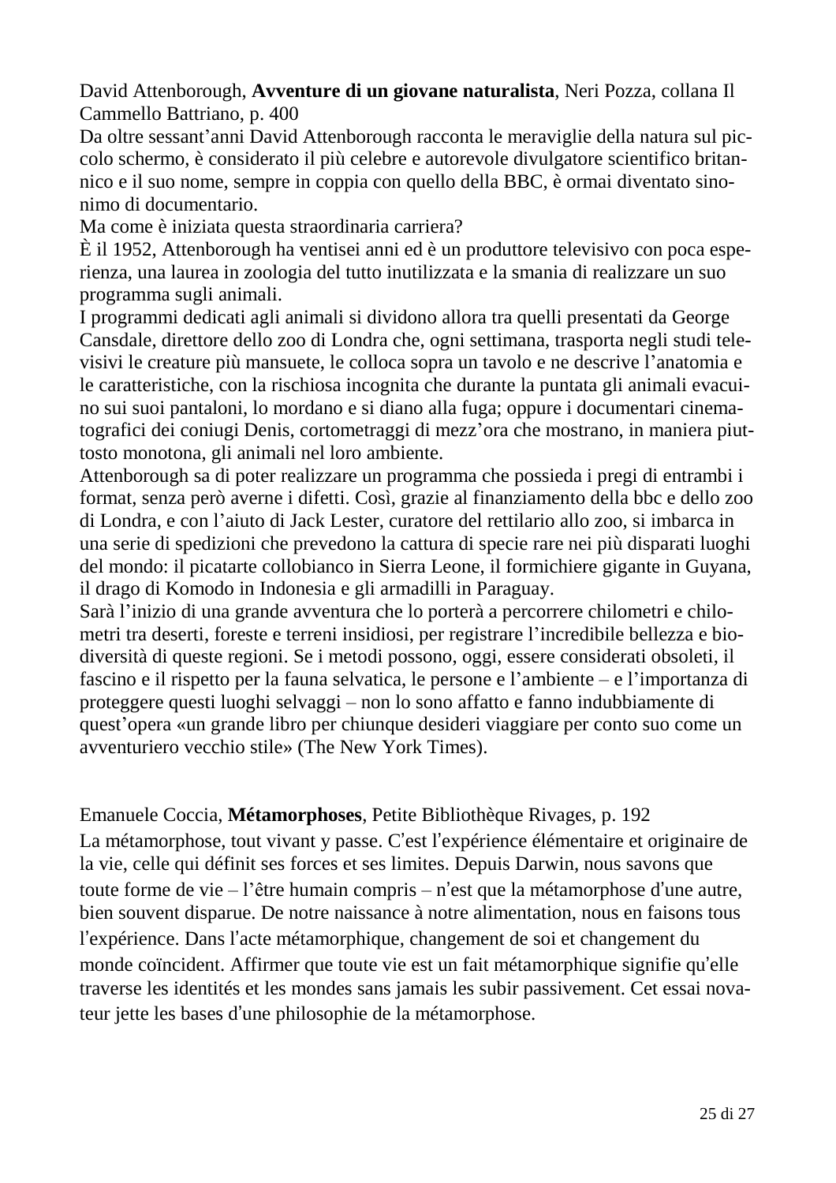David Attenborough, **Avventure di un giovane naturalista**, Neri Pozza, collana Il Cammello Battriano, p. 400

Da oltre sessant'anni David Attenborough racconta le meraviglie della natura sul piccolo schermo, è considerato il più celebre e autorevole divulgatore scientifico britannico e il suo nome, sempre in coppia con quello della BBC, è ormai diventato sinonimo di documentario.

Ma come è iniziata questa straordinaria carriera?

È il 1952, Attenborough ha ventisei anni ed è un produttore televisivo con poca esperienza, una laurea in zoologia del tutto inutilizzata e la smania di realizzare un suo programma sugli animali.

I programmi dedicati agli animali si dividono allora tra quelli presentati da George Cansdale, direttore dello zoo di Londra che, ogni settimana, trasporta negli studi televisivi le creature più mansuete, le colloca sopra un tavolo e ne descrive l'anatomia e le caratteristiche, con la rischiosa incognita che durante la puntata gli animali evacuino sui suoi pantaloni, lo mordano e si diano alla fuga; oppure i documentari cinematografici dei coniugi Denis, cortometraggi di mezz'ora che mostrano, in maniera piuttosto monotona, gli animali nel loro ambiente.

Attenborough sa di poter realizzare un programma che possieda i pregi di entrambi i format, senza però averne i difetti. Così, grazie al finanziamento della bbc e dello zoo di Londra, e con l'aiuto di Jack Lester, curatore del rettilario allo zoo, si imbarca in una serie di spedizioni che prevedono la cattura di specie rare nei più disparati luoghi del mondo: il picatarte collobianco in Sierra Leone, il formichiere gigante in Guyana, il drago di Komodo in Indonesia e gli armadilli in Paraguay.

Sarà l'inizio di una grande avventura che lo porterà a percorrere chilometri e chilometri tra deserti, foreste e terreni insidiosi, per registrare l'incredibile bellezza e biodiversità di queste regioni. Se i metodi possono, oggi, essere considerati obsoleti, il fascino e il rispetto per la fauna selvatica, le persone e l'ambiente – e l'importanza di proteggere questi luoghi selvaggi – non lo sono affatto e fanno indubbiamente di quest'opera «un grande libro per chiunque desideri viaggiare per conto suo come un avventuriero vecchio stile» (The New York Times).

Emanuele Coccia, **Métamorphoses**, Petite Bibliothèque Rivages, p. 192

La métamorphose, tout vivant y passe. C'est l'expérience élémentaire et originaire de la vie, celle qui définit ses forces et ses limites. Depuis Darwin, nous savons que toute forme de vie – l'être humain compris – n'est que la métamorphose d'une autre, bien souvent disparue. De notre naissance à notre alimentation, nous en faisons tous l'expérience. Dans l'acte métamorphique, changement de soi et changement du monde coïncident. Affirmer que toute vie est un fait métamorphique signifie qu'elle traverse les identités et les mondes sans jamais les subir passivement. Cet essai novateur jette les bases d'une philosophie de la métamorphose.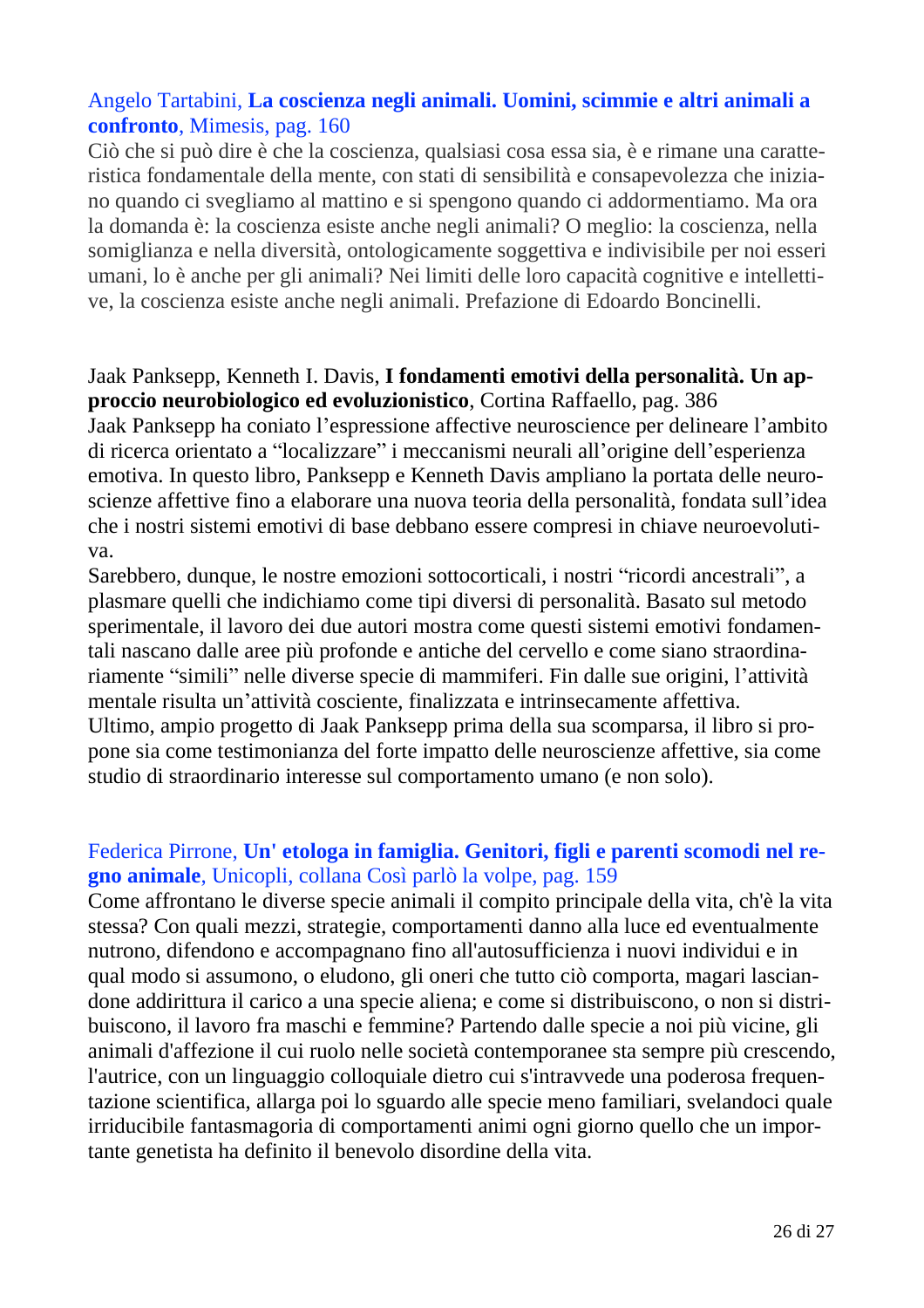Angelo Tartabini, **La coscienza negli animali. Uomini, scimmie e altri animali a confronto**, Mimesis, pag. 160
Ciò che si può dire è che la coscienza, qualsiasi cosa essa sia, è e rimane una caratteristica fondamentale della mente, con stati di sensibilità e consapevolezza che iniziano quando ci svegliamo al mattino e si spengono quando ci addormentiamo. Ma ora la domanda è: la coscienza esiste anche negli animali? O meglio: la coscienza, nella somiglianza e nella diversità, ontologicamente soggettiva e indivisibile per noi esseri umani, lo è anche per gli animali? Nei limiti delle loro capacità cognitive e intellettive, la coscienza esiste anche negli animali. Prefazione di Edoardo Boncinelli.

Jaak Panksepp, Kenneth I. Davis, **I fondamenti emotivi della personalità. Un approccio neurobiologico ed evoluzionistico**, Cortina Raffaello, pag. 386
Jaak Panksepp ha coniato l'espressione affective neuroscience per delineare l'ambito di ricerca orientato a "localizzare" i meccanismi neurali all'origine dell'esperienza emotiva. In questo libro, Panksepp e Kenneth Davis ampliano la portata delle neuroscienze affettive fino a elaborare una nuova teoria della personalità, fondata sull'idea che i nostri sistemi emotivi di base debbano essere compresi in chiave neuroevolutiva.
Sarebbero, dunque, le nostre emozioni sottocorticali, i nostri "ricordi ancestrali", a plasmare quelli che indichiamo come tipi diversi di personalità. Basato sul metodo sperimentale, il lavoro dei due autori mostra come questi sistemi emotivi fondamentali nascano dalle aree più profonde e antiche del cervello e come siano straordinariamente "simili" nelle diverse specie di mammiferi. Fin dalle sue origini, l'attività mentale risulta un'attività cosciente, finalizzata e intrinsecamente affettiva.
Ultimo, ampio progetto di Jaak Panksepp prima della sua scomparsa, il libro si propone sia come testimonianza del forte impatto delle neuroscienze affettive, sia come studio di straordinario interesse sul comportamento umano (e non solo).

Federica Pirrone, **Un' etologa in famiglia. Genitori, figli e parenti scomodi nel regno animale**, Unicopli, collana Così parlò la volpe, pag. 159
Come affrontano le diverse specie animali il compito principale della vita, ch'è la vita stessa? Con quali mezzi, strategie, comportamenti danno alla luce ed eventualmente nutrono, difendono e accompagnano fino all'autosufficienza i nuovi individui e in qual modo si assumono, o eludono, gli oneri che tutto ciò comporta, magari lasciandone addirittura il carico a una specie aliena; e come si distribuiscono, o non si distribuiscono, il lavoro fra maschi e femmine? Partendo dalle specie a noi più vicine, gli animali d'affezione il cui ruolo nelle società contemporanee sta sempre più crescendo, l'autrice, con un linguaggio colloquiale dietro cui s'intravvede una poderosa frequentazione scientifica, allarga poi lo sguardo alle specie meno familiari, svelandoci quale irriducibile fantasmagoria di comportamenti animi ogni giorno quello che un importante genetista ha definito il benevolo disordine della vita.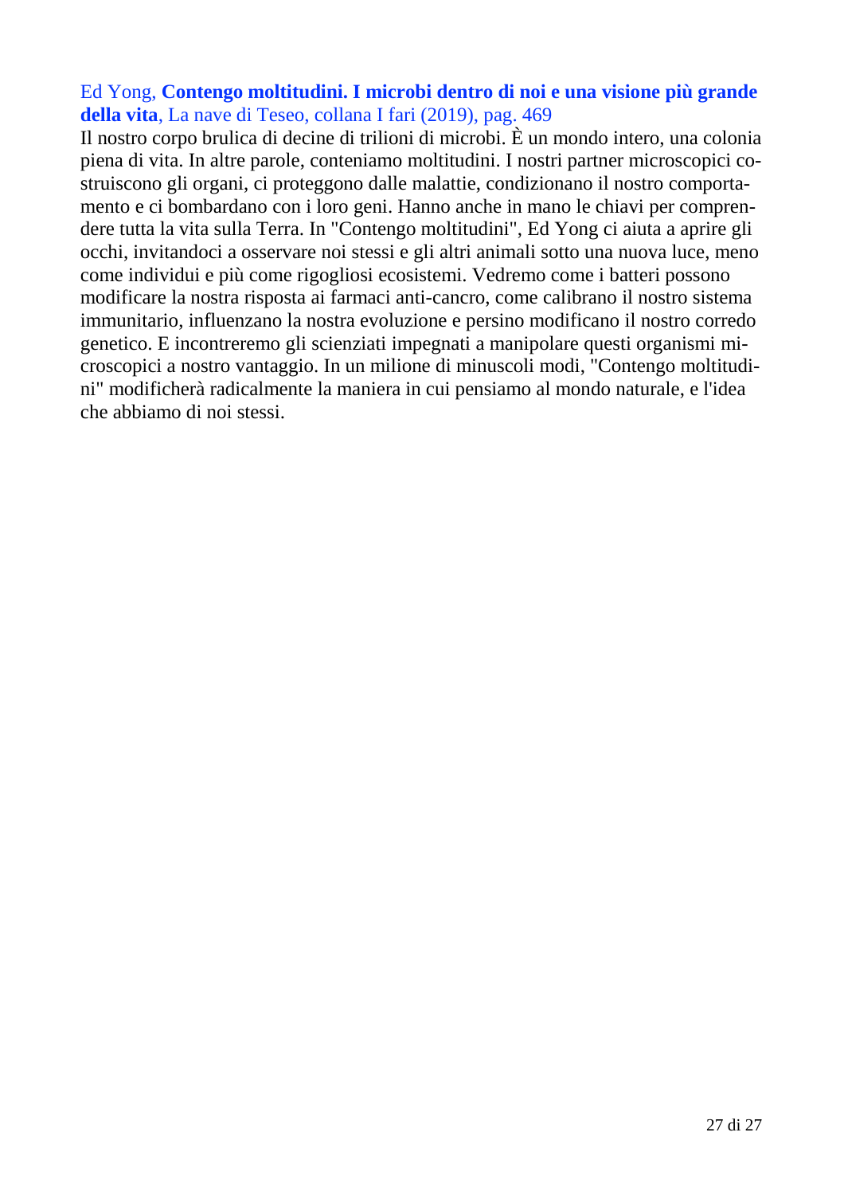Ed Yong, **Contengo moltitudini. I microbi dentro di noi e una visione più grande della vita**, La nave di Teseo, collana I fari (2019), pag. 469

Il nostro corpo brulica di decine di trilioni di microbi. È un mondo intero, una colonia piena di vita. In altre parole, conteniamo moltitudini. I nostri partner microscopici costruiscono gli organi, ci proteggono dalle malattie, condizionano il nostro comportamento e ci bombardano con i loro geni. Hanno anche in mano le chiavi per comprendere tutta la vita sulla Terra. In "Contengo moltitudini", Ed Yong ci aiuta a aprire gli occhi, invitandoci a osservare noi stessi e gli altri animali sotto una nuova luce, meno come individui e più come rigogliosi ecosistemi. Vedremo come i batteri possono modificare la nostra risposta ai farmaci anti-cancro, come calibrano il nostro sistema immunitario, influenzano la nostra evoluzione e persino modificano il nostro corredo genetico. E incontreremo gli scienziati impegnati a manipolare questi organismi microscopici a nostro vantaggio. In un milione di minuscoli modi, "Contengo moltitudini" modificherà radicalmente la maniera in cui pensiamo al mondo naturale, e l'idea che abbiamo di noi stessi.